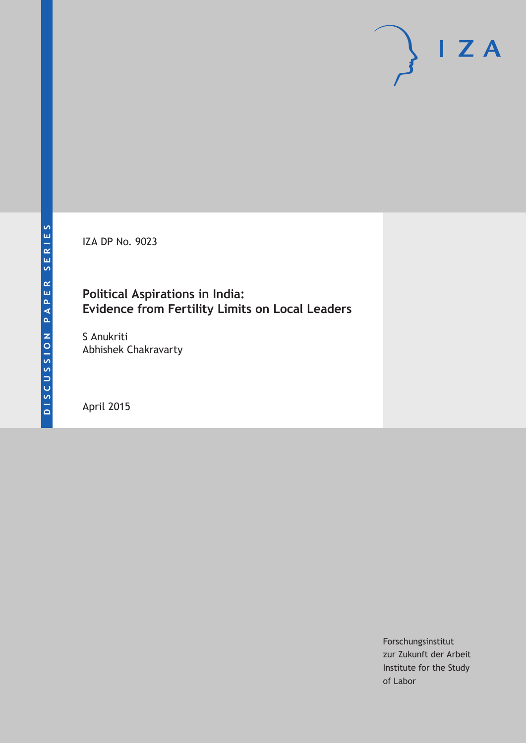DISCUSSION PAPER SERIES

IZA DP No. 9023

# Political Aspirations in India: Evidence from Fertility Limits on Local Leaders

S Anukriti
Abhishek Chakravarty

April 2015

Forschungsinstitut
zur Zukunft der Arbeit
Institute for the Study
of Labor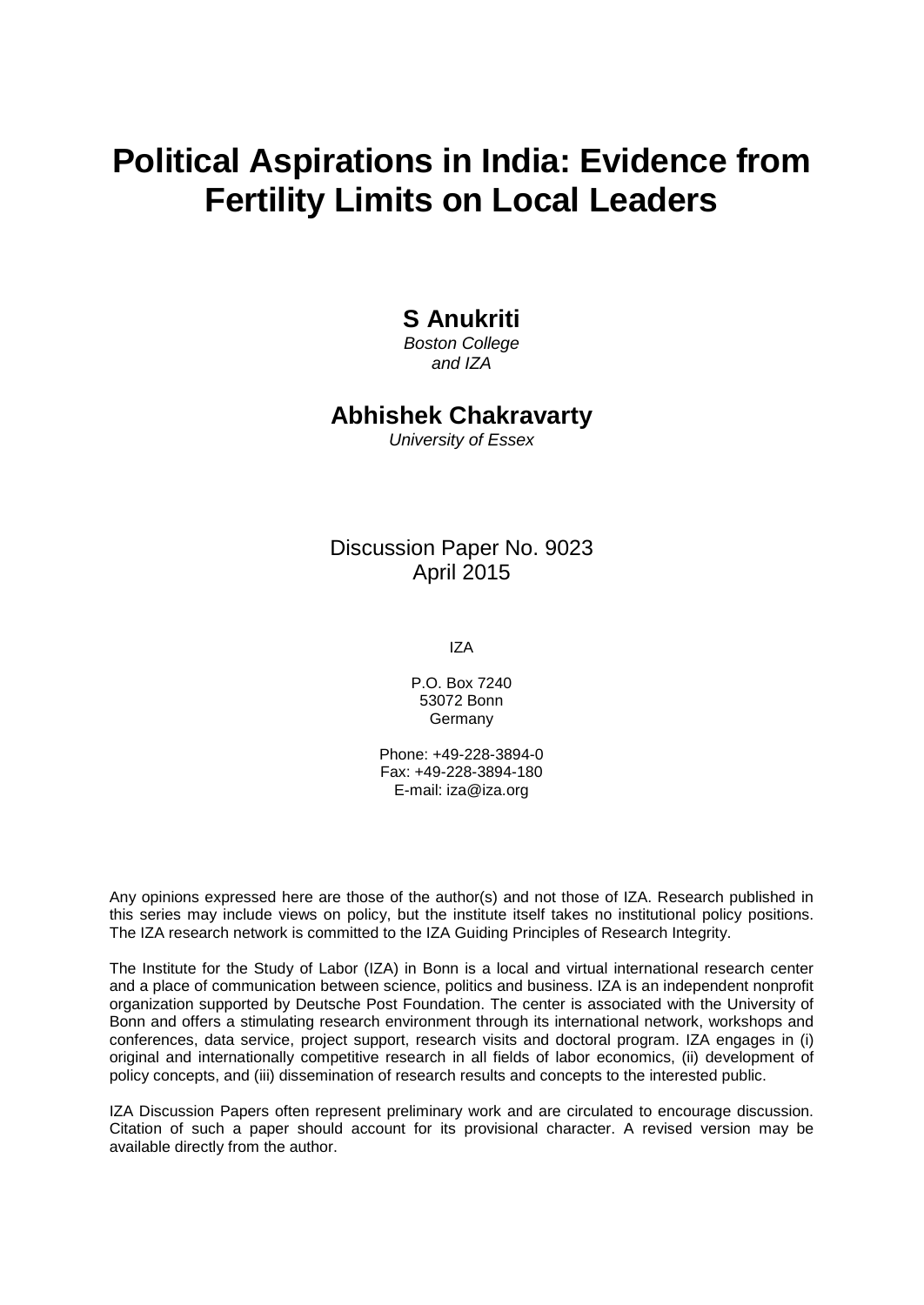# Political Aspirations in India: Evidence from Fertility Limits on Local Leaders

**S Anukriti**
*Boston College and IZA*

**Abhishek Chakravarty**
*University of Essex*

Discussion Paper No. 9023
April 2015

IZA

P.O. Box 7240
53072 Bonn
Germany

Phone: +49-228-3894-0
Fax: +49-228-3894-180
E-mail: iza@iza.org

Any opinions expressed here are those of the author(s) and not those of IZA. Research published in this series may include views on policy, but the institute itself takes no institutional policy positions. The IZA research network is committed to the IZA Guiding Principles of Research Integrity.

The Institute for the Study of Labor (IZA) in Bonn is a local and virtual international research center and a place of communication between science, politics and business. IZA is an independent nonprofit organization supported by Deutsche Post Foundation. The center is associated with the University of Bonn and offers a stimulating research environment through its international network, workshops and conferences, data service, project support, research visits and doctoral program. IZA engages in (i) original and internationally competitive research in all fields of labor economics, (ii) development of policy concepts, and (iii) dissemination of research results and concepts to the interested public.

IZA Discussion Papers often represent preliminary work and are circulated to encourage discussion. Citation of such a paper should account for its provisional character. A revised version may be available directly from the author.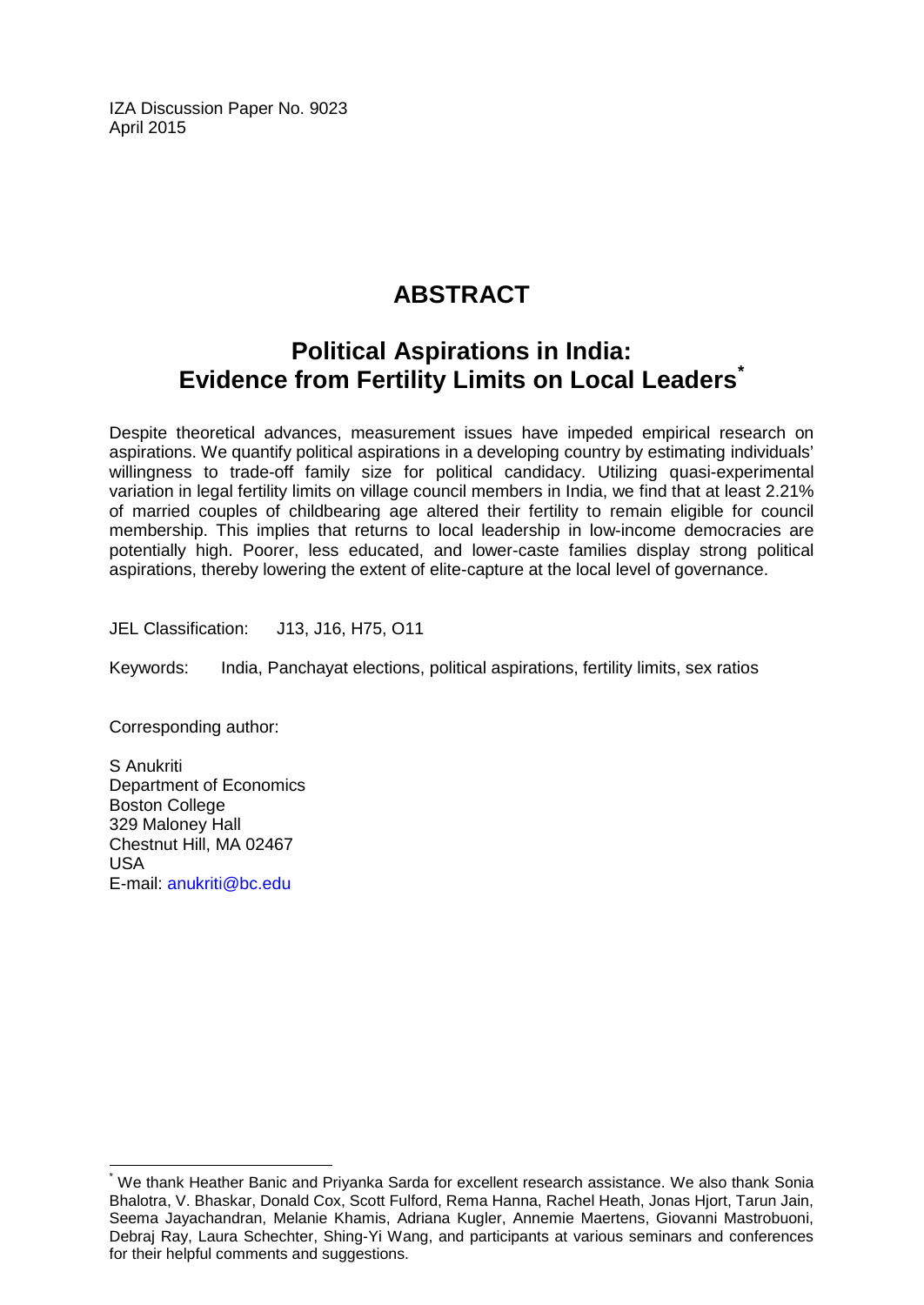IZA Discussion Paper No. 9023
April 2015

# ABSTRACT

## Political Aspirations in India: Evidence from Fertility Limits on Local Leaders[*]

Despite theoretical advances, measurement issues have impeded empirical research on aspirations. We quantify political aspirations in a developing country by estimating individuals' willingness to trade-off family size for political candidacy. Utilizing quasi-experimental variation in legal fertility limits on village council members in India, we find that at least 2.21% of married couples of childbearing age altered their fertility to remain eligible for council membership. This implies that returns to local leadership in low-income democracies are potentially high. Poorer, less educated, and lower-caste families display strong political aspirations, thereby lowering the extent of elite-capture at the local level of governance.

JEL Classification: J13, J16, H75, O11

Keywords: India, Panchayat elections, political aspirations, fertility limits, sex ratios

Corresponding author:

S Anukriti
Department of Economics
Boston College
329 Maloney Hall
Chestnut Hill, MA 02467
USA
E-mail: anukriti@bc.edu

---

[*] We thank Heather Banic and Priyanka Sarda for excellent research assistance. We also thank Sonia Bhalotra, V. Bhaskar, Donald Cox, Scott Fulford, Rema Hanna, Rachel Heath, Jonas Hjort, Tarun Jain, Seema Jayachandran, Melanie Khamis, Adriana Kugler, Annemie Maertens, Giovanni Mastrobuoni, Debraj Ray, Laura Schechter, Shing-Yi Wang, and participants at various seminars and conferences for their helpful comments and suggestions.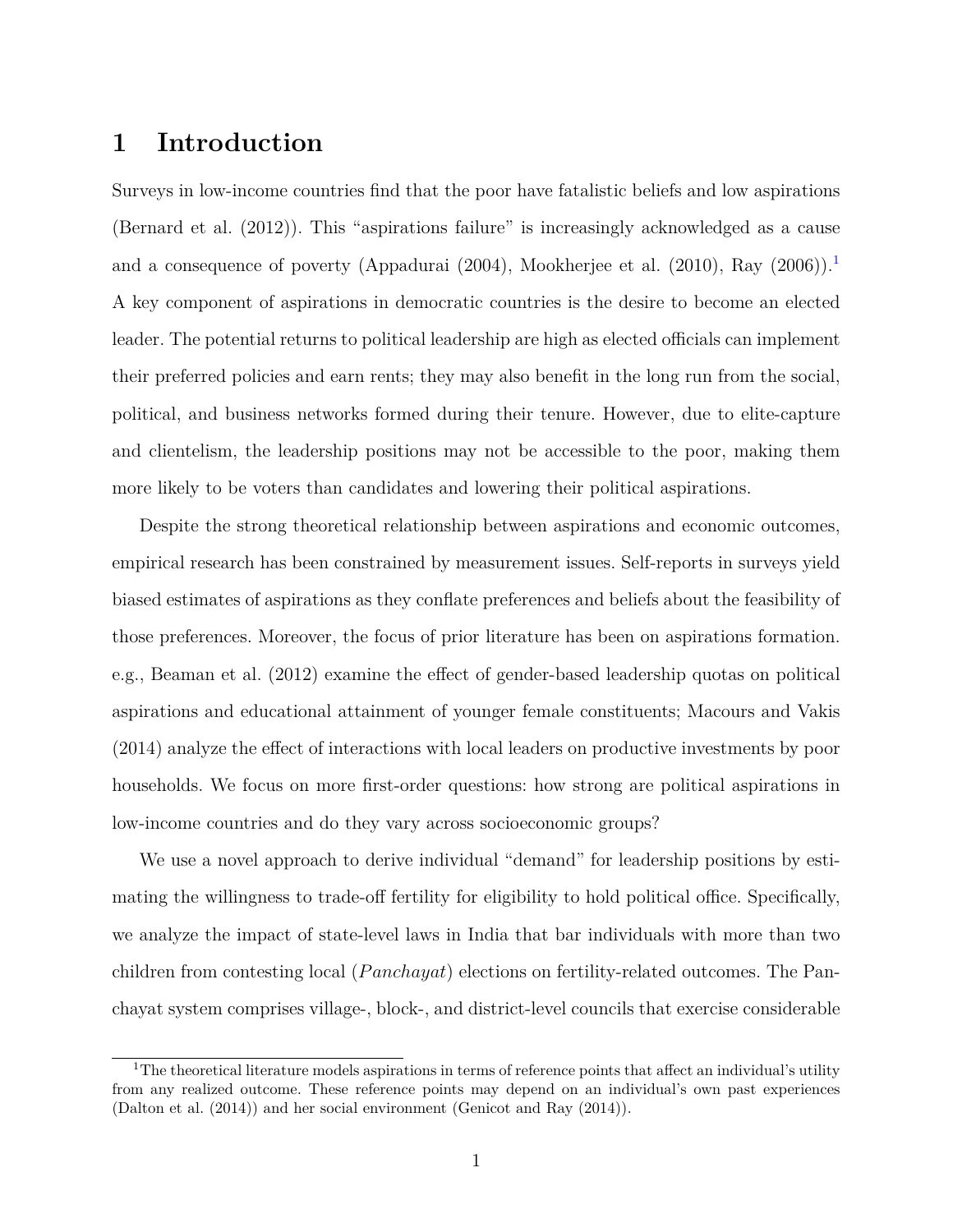# 1 Introduction

Surveys in low-income countries find that the poor have fatalistic beliefs and low aspirations (Bernard et al. (2012)). This "aspirations failure" is increasingly acknowledged as a cause and a consequence of poverty (Appadurai (2004), Mookherjee et al. (2010), Ray (2006)).[1] A key component of aspirations in democratic countries is the desire to become an elected leader. The potential returns to political leadership are high as elected officials can implement their preferred policies and earn rents; they may also benefit in the long run from the social, political, and business networks formed during their tenure. However, due to elite-capture and clientelism, the leadership positions may not be accessible to the poor, making them more likely to be voters than candidates and lowering their political aspirations.

Despite the strong theoretical relationship between aspirations and economic outcomes, empirical research has been constrained by measurement issues. Self-reports in surveys yield biased estimates of aspirations as they conflate preferences and beliefs about the feasibility of those preferences. Moreover, the focus of prior literature has been on aspirations formation. e.g., Beaman et al. (2012) examine the effect of gender-based leadership quotas on political aspirations and educational attainment of younger female constituents; Macours and Vakis (2014) analyze the effect of interactions with local leaders on productive investments by poor households. We focus on more first-order questions: how strong are political aspirations in low-income countries and do they vary across socioeconomic groups?

We use a novel approach to derive individual "demand" for leadership positions by estimating the willingness to trade-off fertility for eligibility to hold political office. Specifically, we analyze the impact of state-level laws in India that bar individuals with more than two children from contesting local (*Panchayat*) elections on fertility-related outcomes. The Panchayat system comprises village-, block-, and district-level councils that exercise considerable

[1] The theoretical literature models aspirations in terms of reference points that affect an individual's utility from any realized outcome. These reference points may depend on an individual's own past experiences (Dalton et al. (2014)) and her social environment (Genicot and Ray (2014)).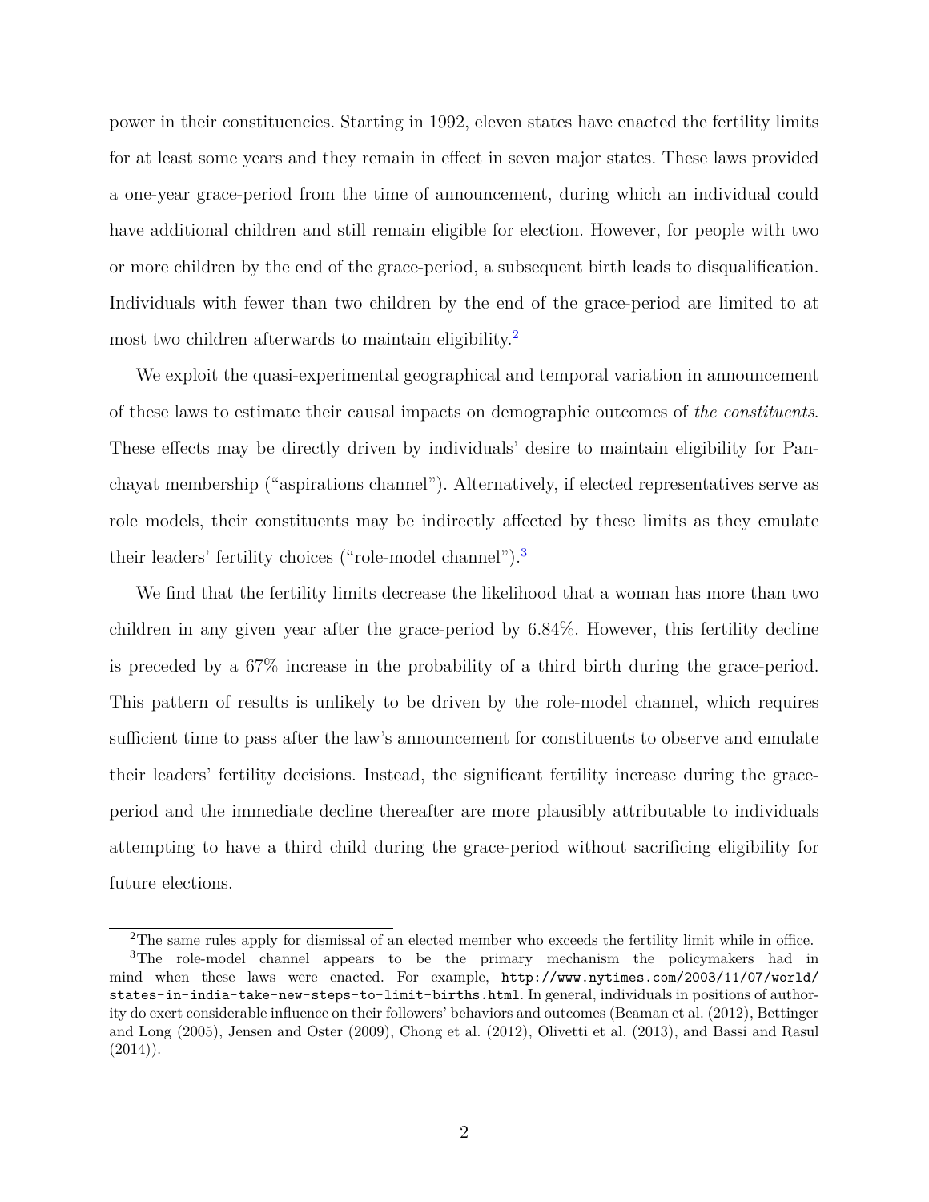power in their constituencies. Starting in 1992, eleven states have enacted the fertility limits for at least some years and they remain in effect in seven major states. These laws provided a one-year grace-period from the time of announcement, during which an individual could have additional children and still remain eligible for election. However, for people with two or more children by the end of the grace-period, a subsequent birth leads to disqualification. Individuals with fewer than two children by the end of the grace-period are limited to at most two children afterwards to maintain eligibility.[2]

We exploit the quasi-experimental geographical and temporal variation in announcement of these laws to estimate their causal impacts on demographic outcomes of *the constituents*. These effects may be directly driven by individuals' desire to maintain eligibility for Panchayat membership ("aspirations channel"). Alternatively, if elected representatives serve as role models, their constituents may be indirectly affected by these limits as they emulate their leaders' fertility choices ("role-model channel").[3]

We find that the fertility limits decrease the likelihood that a woman has more than two children in any given year after the grace-period by 6.84%. However, this fertility decline is preceded by a 67% increase in the probability of a third birth during the grace-period. This pattern of results is unlikely to be driven by the role-model channel, which requires sufficient time to pass after the law's announcement for constituents to observe and emulate their leaders' fertility decisions. Instead, the significant fertility increase during the grace-period and the immediate decline thereafter are more plausibly attributable to individuals attempting to have a third child during the grace-period without sacrificing eligibility for future elections.

[2]The same rules apply for dismissal of an elected member who exceeds the fertility limit while in office.

[3]The role-model channel appears to be the primary mechanism the policymakers had in mind when these laws were enacted. For example, http://www.nytimes.com/2003/11/07/world/states-in-india-take-new-steps-to-limit-births.html. In general, individuals in positions of authority do exert considerable influence on their followers' behaviors and outcomes (Beaman et al. (2012), Bettinger and Long (2005), Jensen and Oster (2009), Chong et al. (2012), Olivetti et al. (2013), and Bassi and Rasul (2014)).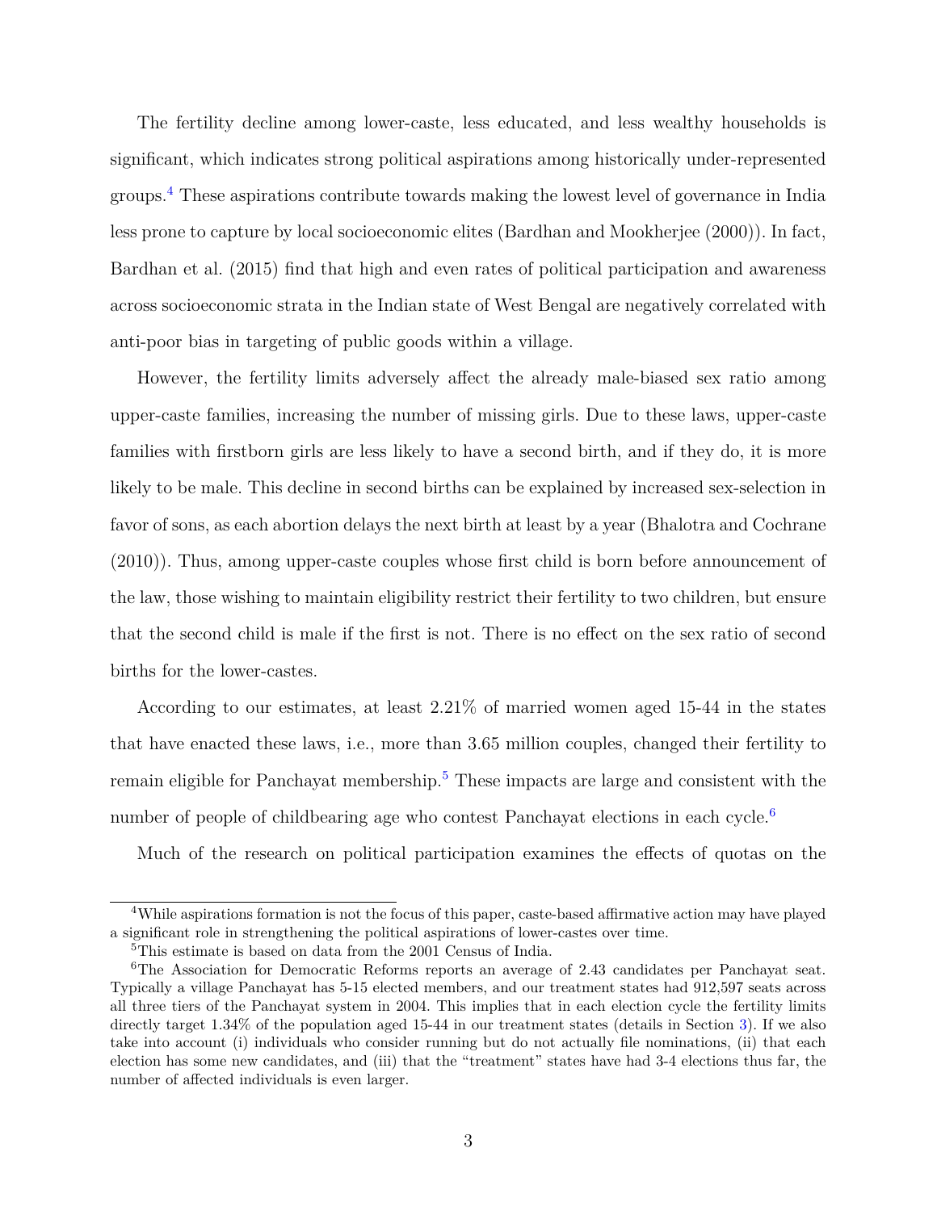The fertility decline among lower-caste, less educated, and less wealthy households is significant, which indicates strong political aspirations among historically under-represented groups.[4] These aspirations contribute towards making the lowest level of governance in India less prone to capture by local socioeconomic elites (Bardhan and Mookherjee (2000)). In fact, Bardhan et al. (2015) find that high and even rates of political participation and awareness across socioeconomic strata in the Indian state of West Bengal are negatively correlated with anti-poor bias in targeting of public goods within a village.

However, the fertility limits adversely affect the already male-biased sex ratio among upper-caste families, increasing the number of missing girls. Due to these laws, upper-caste families with firstborn girls are less likely to have a second birth, and if they do, it is more likely to be male. This decline in second births can be explained by increased sex-selection in favor of sons, as each abortion delays the next birth at least by a year (Bhalotra and Cochrane (2010)). Thus, among upper-caste couples whose first child is born before announcement of the law, those wishing to maintain eligibility restrict their fertility to two children, but ensure that the second child is male if the first is not. There is no effect on the sex ratio of second births for the lower-castes.

According to our estimates, at least 2.21% of married women aged 15-44 in the states that have enacted these laws, i.e., more than 3.65 million couples, changed their fertility to remain eligible for Panchayat membership.[5] These impacts are large and consistent with the number of people of childbearing age who contest Panchayat elections in each cycle.[6]

Much of the research on political participation examines the effects of quotas on the

[4] While aspirations formation is not the focus of this paper, caste-based affirmative action may have played a significant role in strengthening the political aspirations of lower-castes over time.

[5] This estimate is based on data from the 2001 Census of India.

[6] The Association for Democratic Reforms reports an average of 2.43 candidates per Panchayat seat. Typically a village Panchayat has 5-15 elected members, and our treatment states had 912,597 seats across all three tiers of the Panchayat system in 2004. This implies that in each election cycle the fertility limits directly target 1.34% of the population aged 15-44 in our treatment states (details in Section 3). If we also take into account (i) individuals who consider running but do not actually file nominations, (ii) that each election has some new candidates, and (iii) that the "treatment" states have had 3-4 elections thus far, the number of affected individuals is even larger.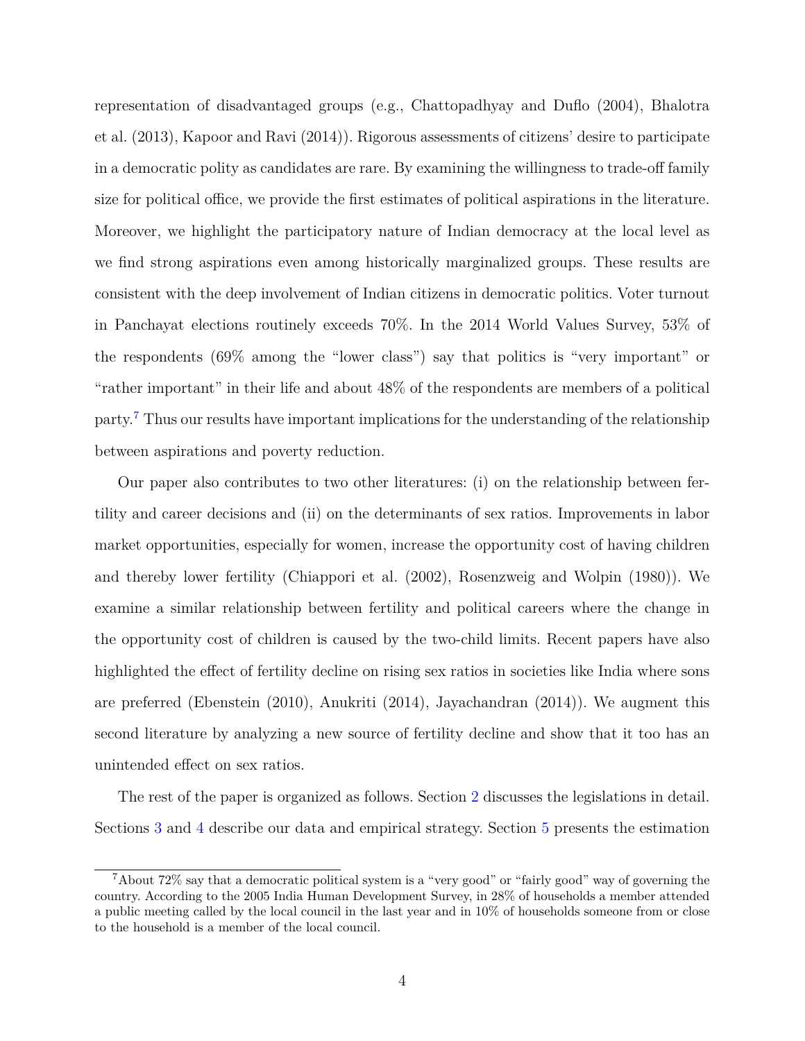representation of disadvantaged groups (e.g., Chattopadhyay and Duflo (2004), Bhalotra et al. (2013), Kapoor and Ravi (2014)). Rigorous assessments of citizens' desire to participate in a democratic polity as candidates are rare. By examining the willingness to trade-off family size for political office, we provide the first estimates of political aspirations in the literature. Moreover, we highlight the participatory nature of Indian democracy at the local level as we find strong aspirations even among historically marginalized groups. These results are consistent with the deep involvement of Indian citizens in democratic politics. Voter turnout in Panchayat elections routinely exceeds 70%. In the 2014 World Values Survey, 53% of the respondents (69% among the "lower class") say that politics is "very important" or "rather important" in their life and about 48% of the respondents are members of a political party.[7] Thus our results have important implications for the understanding of the relationship between aspirations and poverty reduction.

Our paper also contributes to two other literatures: (i) on the relationship between fertility and career decisions and (ii) on the determinants of sex ratios. Improvements in labor market opportunities, especially for women, increase the opportunity cost of having children and thereby lower fertility (Chiappori et al. (2002), Rosenzweig and Wolpin (1980)). We examine a similar relationship between fertility and political careers where the change in the opportunity cost of children is caused by the two-child limits. Recent papers have also highlighted the effect of fertility decline on rising sex ratios in societies like India where sons are preferred (Ebenstein (2010), Anukriti (2014), Jayachandran (2014)). We augment this second literature by analyzing a new source of fertility decline and show that it too has an unintended effect on sex ratios.

The rest of the paper is organized as follows. Section 2 discusses the legislations in detail. Sections 3 and 4 describe our data and empirical strategy. Section 5 presents the estimation

[7] About 72% say that a democratic political system is a "very good" or "fairly good" way of governing the country. According to the 2005 India Human Development Survey, in 28% of households a member attended a public meeting called by the local council in the last year and in 10% of households someone from or close to the household is a member of the local council.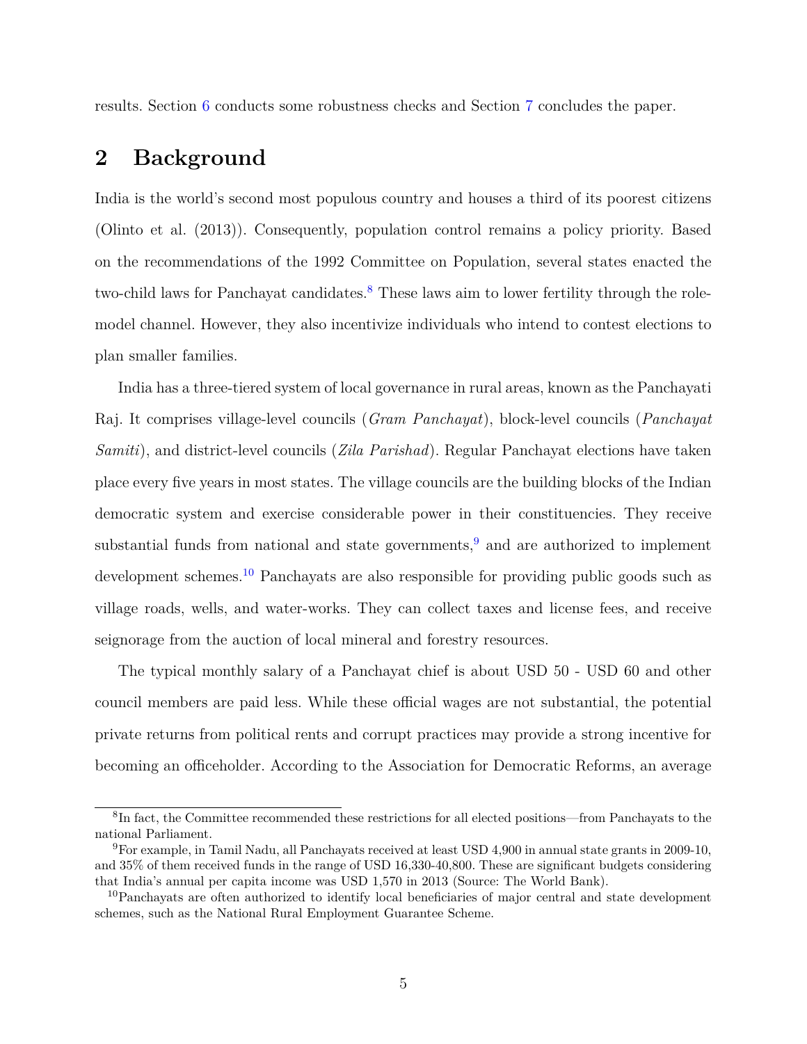results. Section 6 conducts some robustness checks and Section 7 concludes the paper.

## 2 Background

India is the world's second most populous country and houses a third of its poorest citizens (Olinto et al. (2013)). Consequently, population control remains a policy priority. Based on the recommendations of the 1992 Committee on Population, several states enacted the two-child laws for Panchayat candidates.[8] These laws aim to lower fertility through the role-model channel. However, they also incentivize individuals who intend to contest elections to plan smaller families.

India has a three-tiered system of local governance in rural areas, known as the Panchayati Raj. It comprises village-level councils (*Gram Panchayat*), block-level councils (*Panchayat Samiti*), and district-level councils (*Zila Parishad*). Regular Panchayat elections have taken place every five years in most states. The village councils are the building blocks of the Indian democratic system and exercise considerable power in their constituencies. They receive substantial funds from national and state governments,[9] and are authorized to implement development schemes.[10] Panchayats are also responsible for providing public goods such as village roads, wells, and water-works. They can collect taxes and license fees, and receive seignorage from the auction of local mineral and forestry resources.

The typical monthly salary of a Panchayat chief is about USD 50 - USD 60 and other council members are paid less. While these official wages are not substantial, the potential private returns from political rents and corrupt practices may provide a strong incentive for becoming an officeholder. According to the Association for Democratic Reforms, an average

[8] In fact, the Committee recommended these restrictions for all elected positions—from Panchayats to the national Parliament.

[9] For example, in Tamil Nadu, all Panchayats received at least USD 4,900 in annual state grants in 2009-10, and 35% of them received funds in the range of USD 16,330-40,800. These are significant budgets considering that India's annual per capita income was USD 1,570 in 2013 (Source: The World Bank).

[10] Panchayats are often authorized to identify local beneficiaries of major central and state development schemes, such as the National Rural Employment Guarantee Scheme.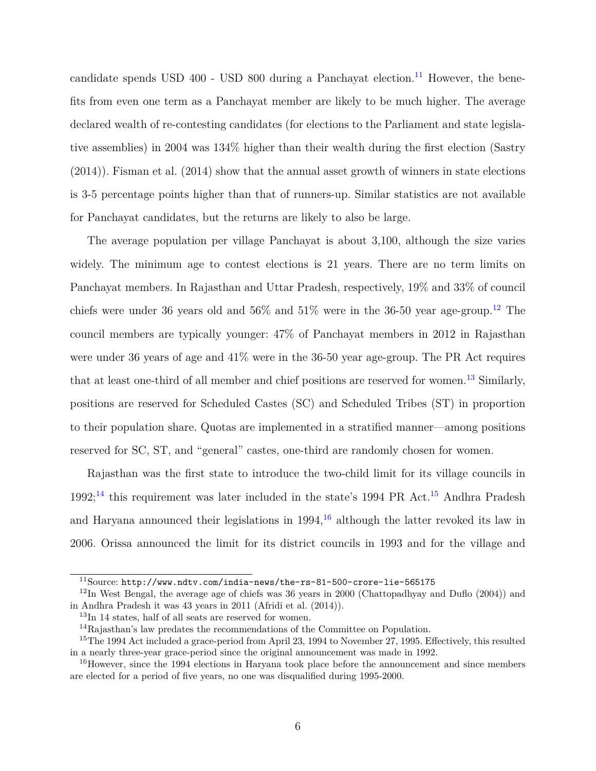candidate spends USD 400 - USD 800 during a Panchayat election.[11] However, the benefits from even one term as a Panchayat member are likely to be much higher. The average declared wealth of re-contesting candidates (for elections to the Parliament and state legislative assemblies) in 2004 was 134% higher than their wealth during the first election (Sastry (2014)). Fisman et al. (2014) show that the annual asset growth of winners in state elections is 3-5 percentage points higher than that of runners-up. Similar statistics are not available for Panchayat candidates, but the returns are likely to also be large.

The average population per village Panchayat is about 3,100, although the size varies widely. The minimum age to contest elections is 21 years. There are no term limits on Panchayat members. In Rajasthan and Uttar Pradesh, respectively, 19% and 33% of council chiefs were under 36 years old and 56% and 51% were in the 36-50 year age-group.[12] The council members are typically younger: 47% of Panchayat members in 2012 in Rajasthan were under 36 years of age and 41% were in the 36-50 year age-group. The PR Act requires that at least one-third of all member and chief positions are reserved for women.[13] Similarly, positions are reserved for Scheduled Castes (SC) and Scheduled Tribes (ST) in proportion to their population share. Quotas are implemented in a stratified manner—among positions reserved for SC, ST, and "general" castes, one-third are randomly chosen for women.

Rajasthan was the first state to introduce the two-child limit for its village councils in 1992;[14] this requirement was later included in the state's 1994 PR Act.[15] Andhra Pradesh and Haryana announced their legislations in 1994,[16] although the latter revoked its law in 2006. Orissa announced the limit for its district councils in 1993 and for the village and

[11] Source: `http://www.ndtv.com/india-news/the-rs-81-500-crore-lie-565175`

[12] In West Bengal, the average age of chiefs was 36 years in 2000 (Chattopadhyay and Duflo (2004)) and in Andhra Pradesh it was 43 years in 2011 (Afridi et al. (2014)).

[13] In 14 states, half of all seats are reserved for women.

[14] Rajasthan's law predates the recommendations of the Committee on Population.

[15] The 1994 Act included a grace-period from April 23, 1994 to November 27, 1995. Effectively, this resulted in a nearly three-year grace-period since the original announcement was made in 1992.

[16] However, since the 1994 elections in Haryana took place before the announcement and since members are elected for a period of five years, no one was disqualified during 1995-2000.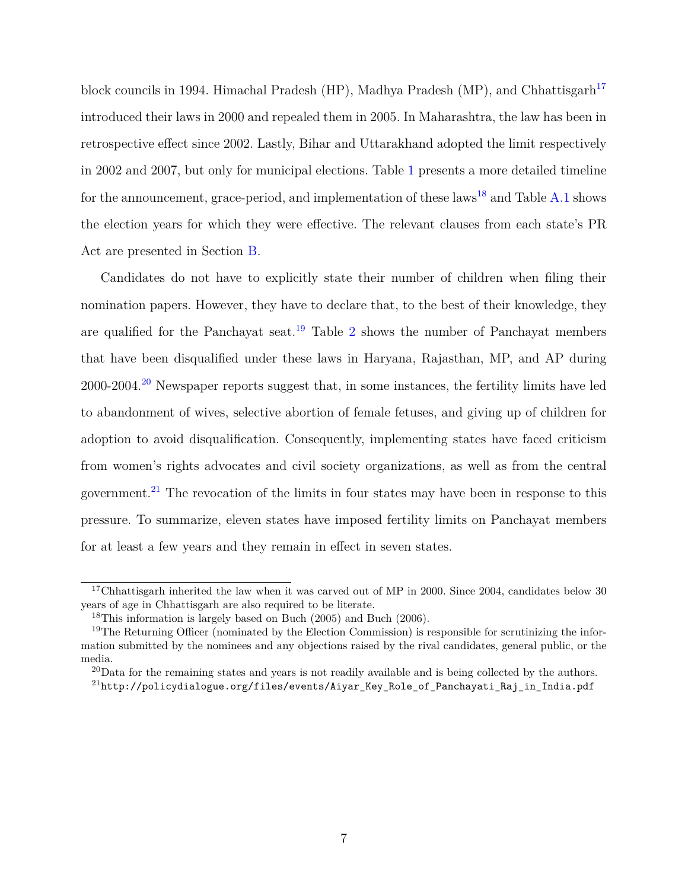block councils in 1994. Himachal Pradesh (HP), Madhya Pradesh (MP), and Chhattisgarh[17] introduced their laws in 2000 and repealed them in 2005. In Maharashtra, the law has been in retrospective effect since 2002. Lastly, Bihar and Uttarakhand adopted the limit respectively in 2002 and 2007, but only for municipal elections. Table 1 presents a more detailed timeline for the announcement, grace-period, and implementation of these laws[18] and Table A.1 shows the election years for which they were effective. The relevant clauses from each state's PR Act are presented in Section B.

Candidates do not have to explicitly state their number of children when filing their nomination papers. However, they have to declare that, to the best of their knowledge, they are qualified for the Panchayat seat.[19] Table 2 shows the number of Panchayat members that have been disqualified under these laws in Haryana, Rajasthan, MP, and AP during 2000-2004.[20] Newspaper reports suggest that, in some instances, the fertility limits have led to abandonment of wives, selective abortion of female fetuses, and giving up of children for adoption to avoid disqualification. Consequently, implementing states have faced criticism from women's rights advocates and civil society organizations, as well as from the central government.[21] The revocation of the limits in four states may have been in response to this pressure. To summarize, eleven states have imposed fertility limits on Panchayat members for at least a few years and they remain in effect in seven states.

---

[17] Chhattisgarh inherited the law when it was carved out of MP in 2000. Since 2004, candidates below 30 years of age in Chhattisgarh are also required to be literate.

[18] This information is largely based on Buch (2005) and Buch (2006).

[19] The Returning Officer (nominated by the Election Commission) is responsible for scrutinizing the information submitted by the nominees and any objections raised by the rival candidates, general public, or the media.

[20] Data for the remaining states and years is not readily available and is being collected by the authors.

[21] http://policydialogue.org/files/events/Aiyar_Key_Role_of_Panchayati_Raj_in_India.pdf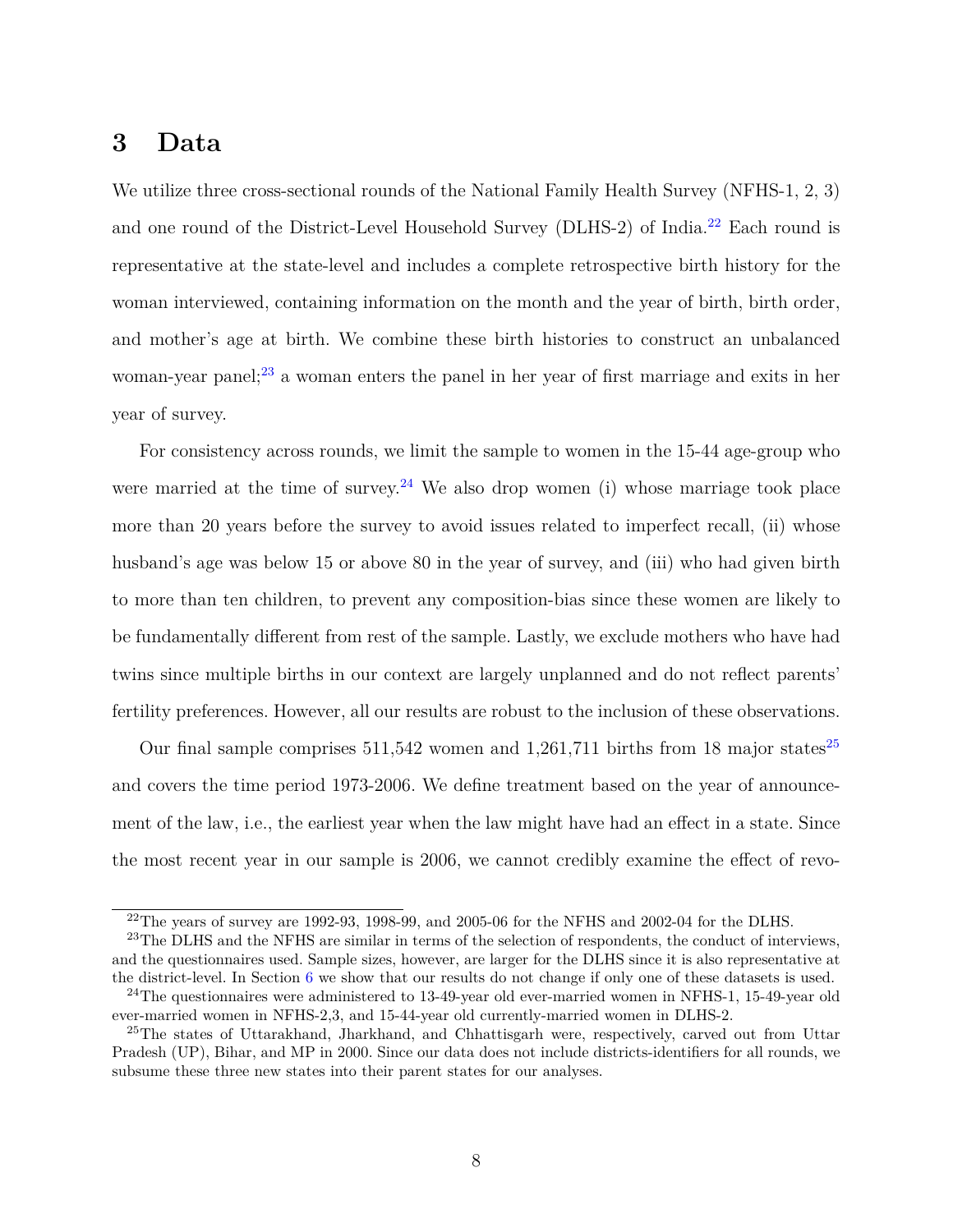# 3 Data

We utilize three cross-sectional rounds of the National Family Health Survey (NFHS-1, 2, 3) and one round of the District-Level Household Survey (DLHS-2) of India.[22] Each round is representative at the state-level and includes a complete retrospective birth history for the woman interviewed, containing information on the month and the year of birth, birth order, and mother's age at birth. We combine these birth histories to construct an unbalanced woman-year panel;[23] a woman enters the panel in her year of first marriage and exits in her year of survey.

For consistency across rounds, we limit the sample to women in the 15-44 age-group who were married at the time of survey.[24] We also drop women (i) whose marriage took place more than 20 years before the survey to avoid issues related to imperfect recall, (ii) whose husband's age was below 15 or above 80 in the year of survey, and (iii) who had given birth to more than ten children, to prevent any composition-bias since these women are likely to be fundamentally different from rest of the sample. Lastly, we exclude mothers who have had twins since multiple births in our context are largely unplanned and do not reflect parents' fertility preferences. However, all our results are robust to the inclusion of these observations.

Our final sample comprises 511,542 women and 1,261,711 births from 18 major states[25] and covers the time period 1973-2006. We define treatment based on the year of announcement of the law, i.e., the earliest year when the law might have had an effect in a state. Since the most recent year in our sample is 2006, we cannot credibly examine the effect of revo-

---

[22] The years of survey are 1992-93, 1998-99, and 2005-06 for the NFHS and 2002-04 for the DLHS.

[23] The DLHS and the NFHS are similar in terms of the selection of respondents, the conduct of interviews, and the questionnaires used. Sample sizes, however, are larger for the DLHS since it is also representative at the district-level. In Section 6 we show that our results do not change if only one of these datasets is used.

[24] The questionnaires were administered to 13-49-year old ever-married women in NFHS-1, 15-49-year old ever-married women in NFHS-2,3, and 15-44-year old currently-married women in DLHS-2.

[25] The states of Uttarakhand, Jharkhand, and Chhattisgarh were, respectively, carved out from Uttar Pradesh (UP), Bihar, and MP in 2000. Since our data does not include districts-identifiers for all rounds, we subsume these three new states into their parent states for our analyses.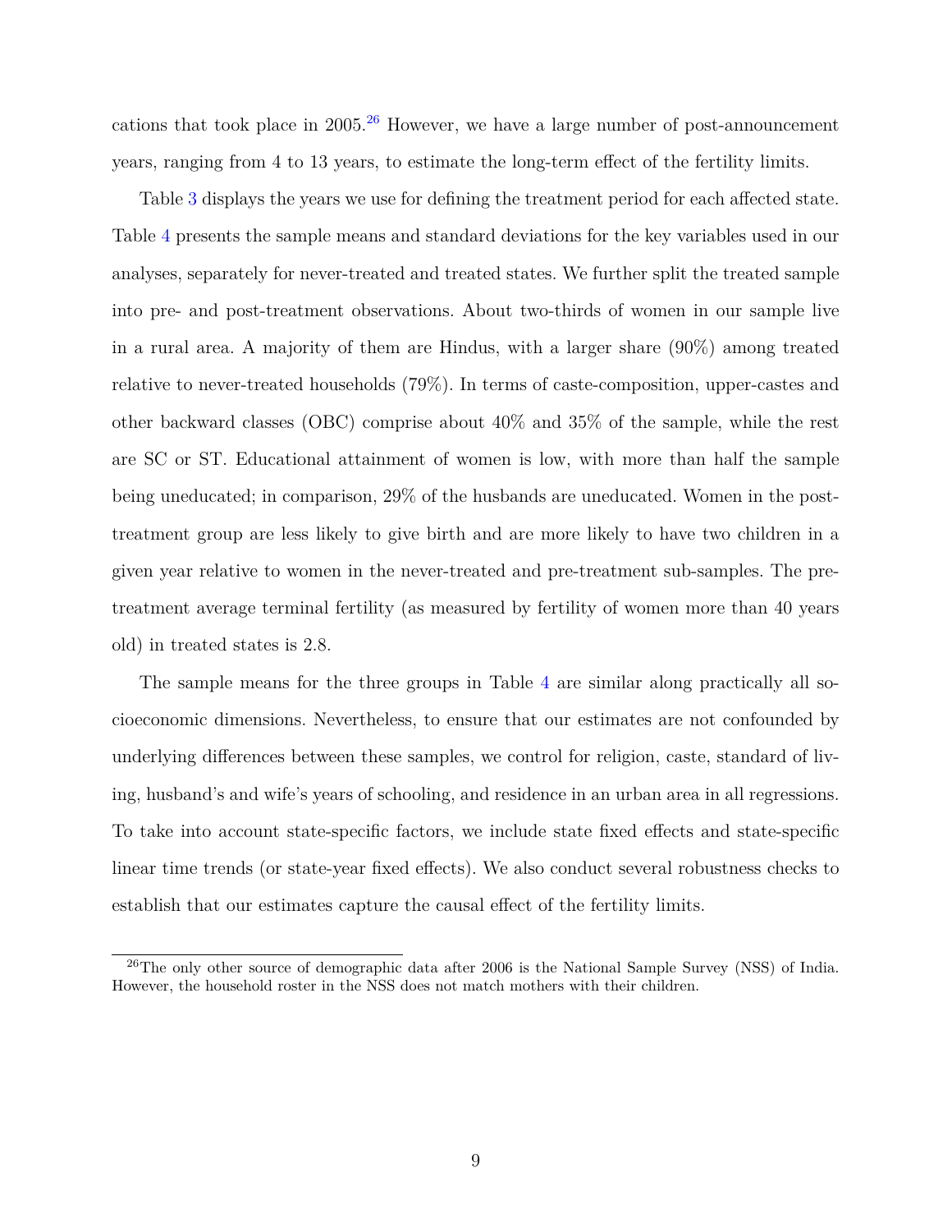cations that took place in 2005.[26] However, we have a large number of post-announcement years, ranging from 4 to 13 years, to estimate the long-term effect of the fertility limits.

Table 3 displays the years we use for defining the treatment period for each affected state. Table 4 presents the sample means and standard deviations for the key variables used in our analyses, separately for never-treated and treated states. We further split the treated sample into pre- and post-treatment observations. About two-thirds of women in our sample live in a rural area. A majority of them are Hindus, with a larger share (90%) among treated relative to never-treated households (79%). In terms of caste-composition, upper-castes and other backward classes (OBC) comprise about 40% and 35% of the sample, while the rest are SC or ST. Educational attainment of women is low, with more than half the sample being uneducated; in comparison, 29% of the husbands are uneducated. Women in the post-treatment group are less likely to give birth and are more likely to have two children in a given year relative to women in the never-treated and pre-treatment sub-samples. The pre-treatment average terminal fertility (as measured by fertility of women more than 40 years old) in treated states is 2.8.

The sample means for the three groups in Table 4 are similar along practically all socioeconomic dimensions. Nevertheless, to ensure that our estimates are not confounded by underlying differences between these samples, we control for religion, caste, standard of living, husband's and wife's years of schooling, and residence in an urban area in all regressions. To take into account state-specific factors, we include state fixed effects and state-specific linear time trends (or state-year fixed effects). We also conduct several robustness checks to establish that our estimates capture the causal effect of the fertility limits.

[26] The only other source of demographic data after 2006 is the National Sample Survey (NSS) of India. However, the household roster in the NSS does not match mothers with their children.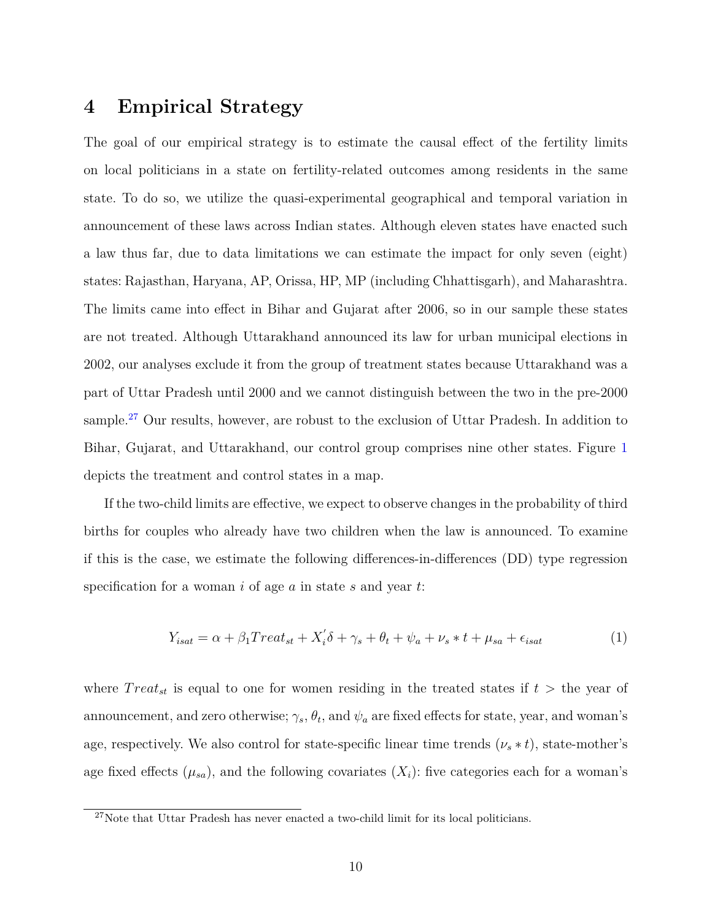# 4 Empirical Strategy

The goal of our empirical strategy is to estimate the causal effect of the fertility limits on local politicians in a state on fertility-related outcomes among residents in the same state. To do so, we utilize the quasi-experimental geographical and temporal variation in announcement of these laws across Indian states. Although eleven states have enacted such a law thus far, due to data limitations we can estimate the impact for only seven (eight) states: Rajasthan, Haryana, AP, Orissa, HP, MP (including Chhattisgarh), and Maharashtra. The limits came into effect in Bihar and Gujarat after 2006, so in our sample these states are not treated. Although Uttarakhand announced its law for urban municipal elections in 2002, our analyses exclude it from the group of treatment states because Uttarakhand was a part of Uttar Pradesh until 2000 and we cannot distinguish between the two in the pre-2000 sample.[27] Our results, however, are robust to the exclusion of Uttar Pradesh. In addition to Bihar, Gujarat, and Uttarakhand, our control group comprises nine other states. Figure 1 depicts the treatment and control states in a map.

If the two-child limits are effective, we expect to observe changes in the probability of third births for couples who already have two children when the law is announced. To examine if this is the case, we estimate the following differences-in-differences (DD) type regression specification for a woman $i$ of age $a$ in state $s$ and year $t$:

$$Y_{isat} = \alpha + \beta_1 Treat_{st} + X_i^{'}\delta + \gamma_s + \theta_t + \psi_a + \nu_s * t + \mu_{sa} + \epsilon_{isat} \tag{1}$$

where $Treat_{st}$ is equal to one for women residing in the treated states if $t >$ the year of announcement, and zero otherwise; $\gamma_s$, $\theta_t$, and $\psi_a$ are fixed effects for state, year, and woman's age, respectively. We also control for state-specific linear time trends ($\nu_s * t$), state-mother's age fixed effects ($\mu_{sa}$), and the following covariates ($X_i$): five categories each for a woman's

[27] Note that Uttar Pradesh has never enacted a two-child limit for its local politicians.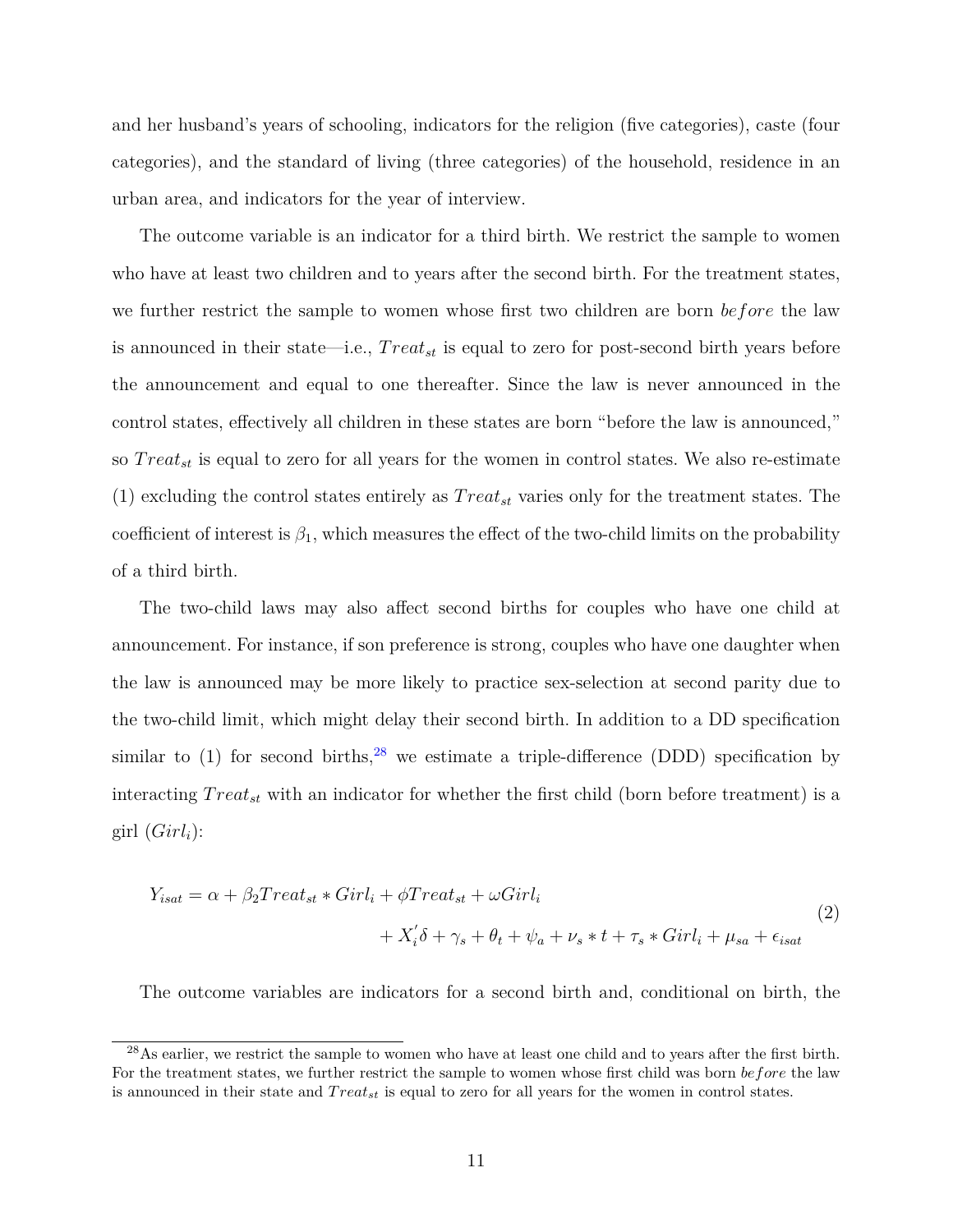and her husband's years of schooling, indicators for the religion (five categories), caste (four categories), and the standard of living (three categories) of the household, residence in an urban area, and indicators for the year of interview.

The outcome variable is an indicator for a third birth. We restrict the sample to women who have at least two children and to years after the second birth. For the treatment states, we further restrict the sample to women whose first two children are born *before* the law is announced in their state—i.e., $Treat_{st}$ is equal to zero for post-second birth years before the announcement and equal to one thereafter. Since the law is never announced in the control states, effectively all children in these states are born "before the law is announced," so $Treat_{st}$ is equal to zero for all years for the women in control states. We also re-estimate (1) excluding the control states entirely as $Treat_{st}$ varies only for the treatment states. The coefficient of interest is $\beta_1$, which measures the effect of the two-child limits on the probability of a third birth.

The two-child laws may also affect second births for couples who have one child at announcement. For instance, if son preference is strong, couples who have one daughter when the law is announced may be more likely to practice sex-selection at second parity due to the two-child limit, which might delay their second birth. In addition to a DD specification similar to (1) for second births,[28] we estimate a triple-difference (DDD) specification by interacting $Treat_{st}$ with an indicator for whether the first child (born before treatment) is a girl ($Girl_i$):

$$
\begin{aligned}
Y_{isat} = \alpha + \beta_2 Treat_{st} * Girl_i + \phi Treat_{st} + \omega Girl_i \\
+ X_i^{'}\delta + \gamma_s + \theta_t + \psi_a + \nu_s * t + \tau_s * Girl_i + \mu_{sa} + \epsilon_{isat}
\end{aligned}
\tag{2}
$$

The outcome variables are indicators for a second birth and, conditional on birth, the

[28] As earlier, we restrict the sample to women who have at least one child and to years after the first birth. For the treatment states, we further restrict the sample to women whose first child was born *before* the law is announced in their state and $Treat_{st}$ is equal to zero for all years for the women in control states.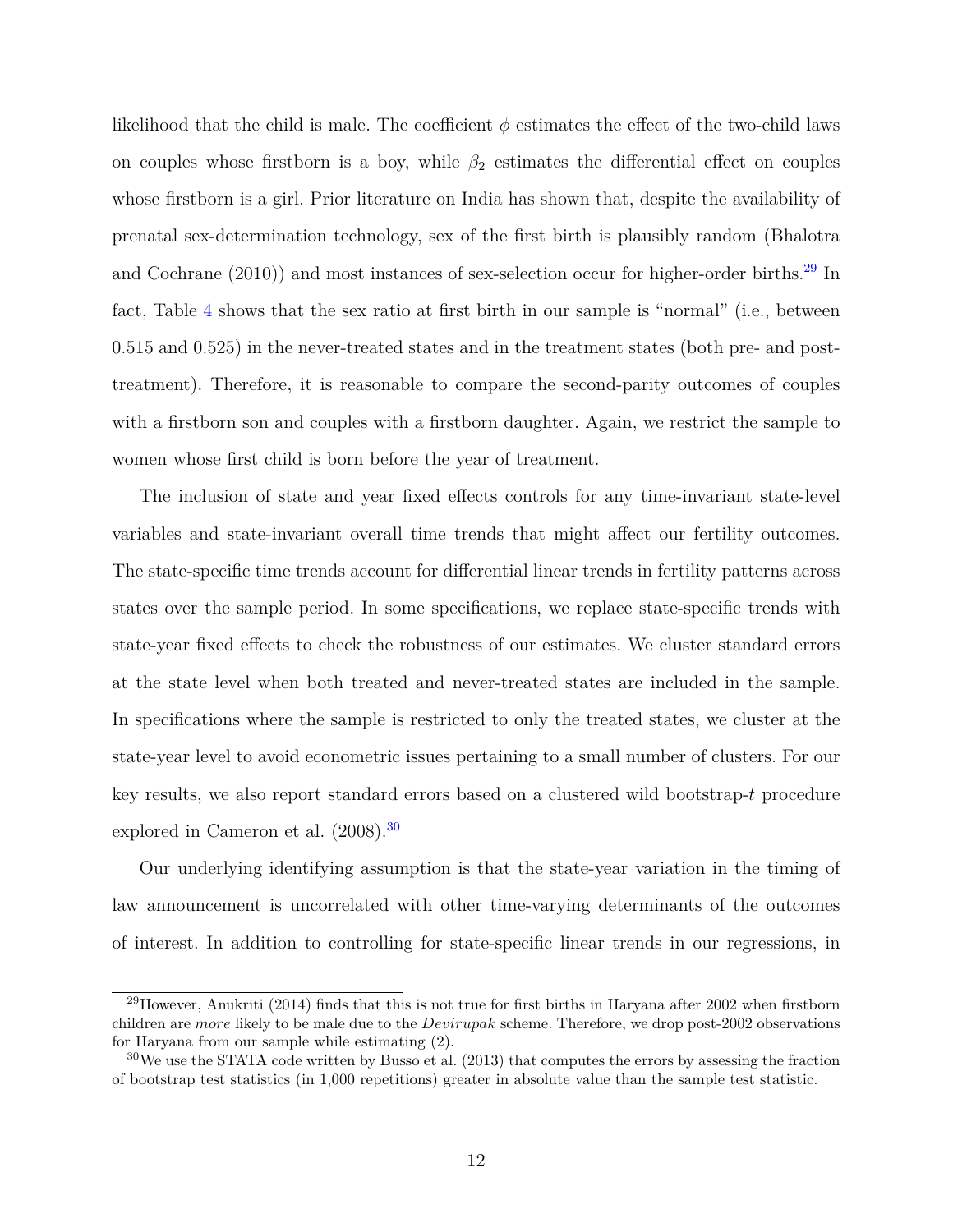likelihood that the child is male. The coefficient $\phi$ estimates the effect of the two-child laws on couples whose firstborn is a boy, while $\beta_2$ estimates the differential effect on couples whose firstborn is a girl. Prior literature on India has shown that, despite the availability of prenatal sex-determination technology, sex of the first birth is plausibly random (Bhalotra and Cochrane (2010)) and most instances of sex-selection occur for higher-order births.[29] In fact, Table 4 shows that the sex ratio at first birth in our sample is "normal" (i.e., between 0.515 and 0.525) in the never-treated states and in the treatment states (both pre- and post-treatment). Therefore, it is reasonable to compare the second-parity outcomes of couples with a firstborn son and couples with a firstborn daughter. Again, we restrict the sample to women whose first child is born before the year of treatment.

The inclusion of state and year fixed effects controls for any time-invariant state-level variables and state-invariant overall time trends that might affect our fertility outcomes. The state-specific time trends account for differential linear trends in fertility patterns across states over the sample period. In some specifications, we replace state-specific trends with state-year fixed effects to check the robustness of our estimates. We cluster standard errors at the state level when both treated and never-treated states are included in the sample. In specifications where the sample is restricted to only the treated states, we cluster at the state-year level to avoid econometric issues pertaining to a small number of clusters. For our key results, we also report standard errors based on a clustered wild bootstrap-$t$ procedure explored in Cameron et al. (2008).[30]

Our underlying identifying assumption is that the state-year variation in the timing of law announcement is uncorrelated with other time-varying determinants of the outcomes of interest. In addition to controlling for state-specific linear trends in our regressions, in

[29] However, Anukriti (2014) finds that this is not true for first births in Haryana after 2002 when firstborn children are *more* likely to be male due to the *Devirupak* scheme. Therefore, we drop post-2002 observations for Haryana from our sample while estimating (2).

[30] We use the STATA code written by Busso et al. (2013) that computes the errors by assessing the fraction of bootstrap test statistics (in 1,000 repetitions) greater in absolute value than the sample test statistic.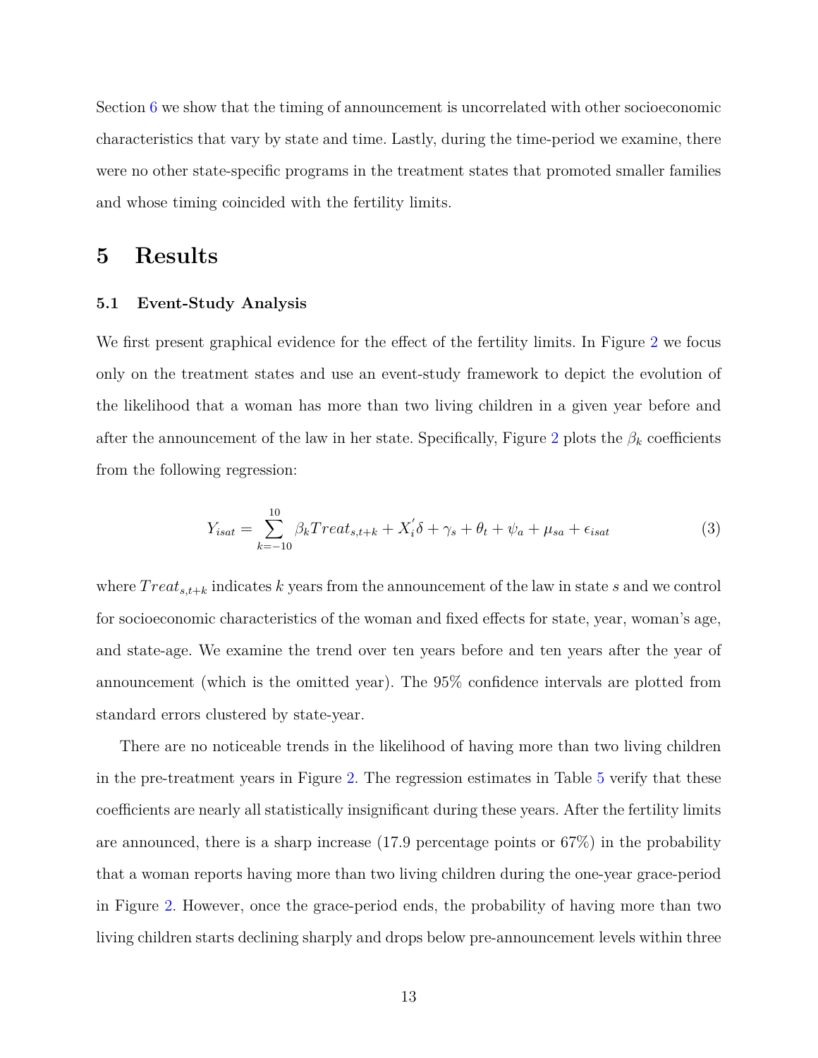Section 6 we show that the timing of announcement is uncorrelated with other socioeconomic characteristics that vary by state and time. Lastly, during the time-period we examine, there were no other state-specific programs in the treatment states that promoted smaller families and whose timing coincided with the fertility limits.

# 5 Results

### 5.1 Event-Study Analysis

We first present graphical evidence for the effect of the fertility limits. In Figure 2 we focus only on the treatment states and use an event-study framework to depict the evolution of the likelihood that a woman has more than two living children in a given year before and after the announcement of the law in her state. Specifically, Figure 2 plots the $\beta_k$ coefficients from the following regression:

$$Y_{isat} = \sum_{k=-10}^{10} \beta_k Treat_{s,t+k} + X_i^{'}\delta + \gamma_s + \theta_t + \psi_a + \mu_{sa} + \epsilon_{isat} \tag{3}$$

where $Treat_{s,t+k}$ indicates $k$ years from the announcement of the law in state $s$ and we control for socioeconomic characteristics of the woman and fixed effects for state, year, woman's age, and state-age. We examine the trend over ten years before and ten years after the year of announcement (which is the omitted year). The 95% confidence intervals are plotted from standard errors clustered by state-year.

There are no noticeable trends in the likelihood of having more than two living children in the pre-treatment years in Figure 2. The regression estimates in Table 5 verify that these coefficients are nearly all statistically insignificant during these years. After the fertility limits are announced, there is a sharp increase (17.9 percentage points or 67%) in the probability that a woman reports having more than two living children during the one-year grace-period in Figure 2. However, once the grace-period ends, the probability of having more than two living children starts declining sharply and drops below pre-announcement levels within three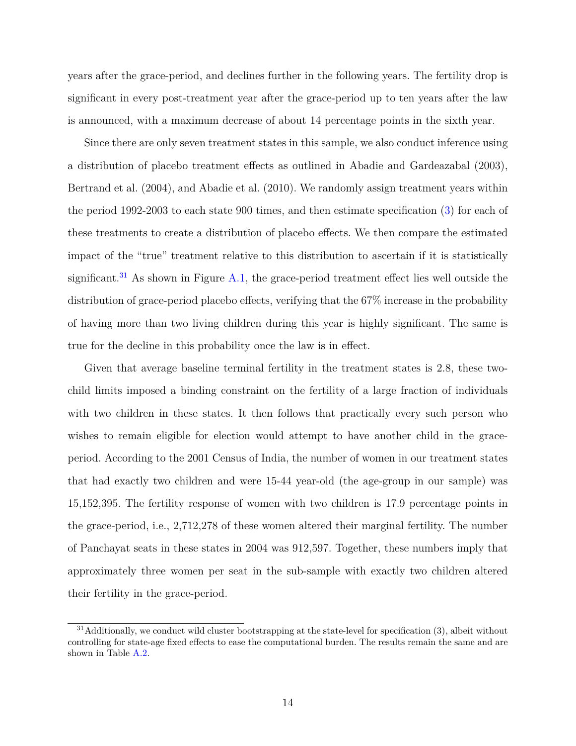years after the grace-period, and declines further in the following years. The fertility drop is significant in every post-treatment year after the grace-period up to ten years after the law is announced, with a maximum decrease of about 14 percentage points in the sixth year.

Since there are only seven treatment states in this sample, we also conduct inference using a distribution of placebo treatment effects as outlined in Abadie and Gardeazabal (2003), Bertrand et al. (2004), and Abadie et al. (2010). We randomly assign treatment years within the period 1992-2003 to each state 900 times, and then estimate specification (3) for each of these treatments to create a distribution of placebo effects. We then compare the estimated impact of the "true" treatment relative to this distribution to ascertain if it is statistically significant.[31] As shown in Figure A.1, the grace-period treatment effect lies well outside the distribution of grace-period placebo effects, verifying that the 67% increase in the probability of having more than two living children during this year is highly significant. The same is true for the decline in this probability once the law is in effect.

Given that average baseline terminal fertility in the treatment states is 2.8, these two-child limits imposed a binding constraint on the fertility of a large fraction of individuals with two children in these states. It then follows that practically every such person who wishes to remain eligible for election would attempt to have another child in the grace-period. According to the 2001 Census of India, the number of women in our treatment states that had exactly two children and were 15-44 year-old (the age-group in our sample) was 15,152,395. The fertility response of women with two children is 17.9 percentage points in the grace-period, i.e., 2,712,278 of these women altered their marginal fertility. The number of Panchayat seats in these states in 2004 was 912,597. Together, these numbers imply that approximately three women per seat in the sub-sample with exactly two children altered their fertility in the grace-period.

[31] Additionally, we conduct wild cluster bootstrapping at the state-level for specification (3), albeit without controlling for state-age fixed effects to ease the computational burden. The results remain the same and are shown in Table A.2.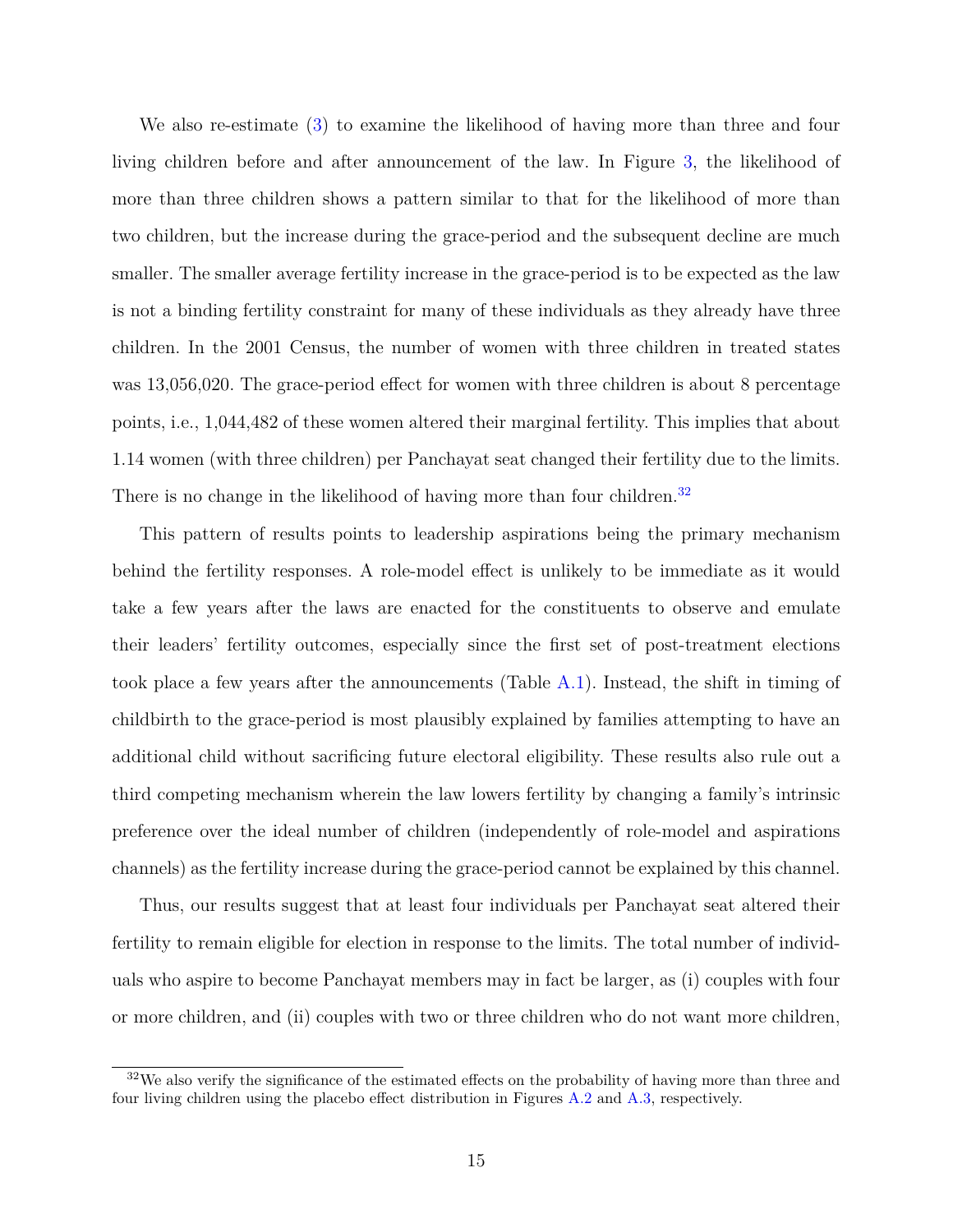We also re-estimate (3) to examine the likelihood of having more than three and four living children before and after announcement of the law. In Figure 3, the likelihood of more than three children shows a pattern similar to that for the likelihood of more than two children, but the increase during the grace-period and the subsequent decline are much smaller. The smaller average fertility increase in the grace-period is to be expected as the law is not a binding fertility constraint for many of these individuals as they already have three children. In the 2001 Census, the number of women with three children in treated states was 13,056,020. The grace-period effect for women with three children is about 8 percentage points, i.e., 1,044,482 of these women altered their marginal fertility. This implies that about 1.14 women (with three children) per Panchayat seat changed their fertility due to the limits. There is no change in the likelihood of having more than four children.[32]

This pattern of results points to leadership aspirations being the primary mechanism behind the fertility responses. A role-model effect is unlikely to be immediate as it would take a few years after the laws are enacted for the constituents to observe and emulate their leaders' fertility outcomes, especially since the first set of post-treatment elections took place a few years after the announcements (Table A.1). Instead, the shift in timing of childbirth to the grace-period is most plausibly explained by families attempting to have an additional child without sacrificing future electoral eligibility. These results also rule out a third competing mechanism wherein the law lowers fertility by changing a family's intrinsic preference over the ideal number of children (independently of role-model and aspirations channels) as the fertility increase during the grace-period cannot be explained by this channel.

Thus, our results suggest that at least four individuals per Panchayat seat altered their fertility to remain eligible for election in response to the limits. The total number of individuals who aspire to become Panchayat members may in fact be larger, as (i) couples with four or more children, and (ii) couples with two or three children who do not want more children,

[32] We also verify the significance of the estimated effects on the probability of having more than three and four living children using the placebo effect distribution in Figures A.2 and A.3, respectively.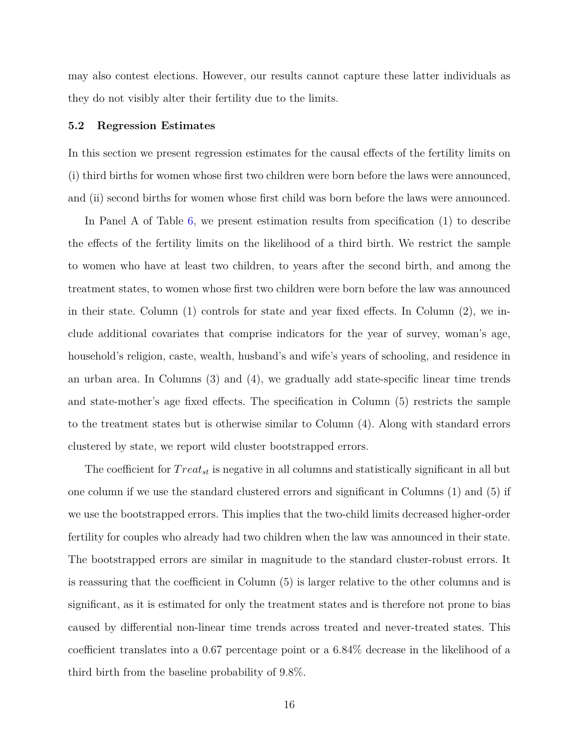may also contest elections. However, our results cannot capture these latter individuals as they do not visibly alter their fertility due to the limits.

### 5.2 Regression Estimates

In this section we present regression estimates for the causal effects of the fertility limits on (i) third births for women whose first two children were born before the laws were announced, and (ii) second births for women whose first child was born before the laws were announced.

In Panel A of Table 6, we present estimation results from specification (1) to describe the effects of the fertility limits on the likelihood of a third birth. We restrict the sample to women who have at least two children, to years after the second birth, and among the treatment states, to women whose first two children were born before the law was announced in their state. Column (1) controls for state and year fixed effects. In Column (2), we include additional covariates that comprise indicators for the year of survey, woman's age, household's religion, caste, wealth, husband's and wife's years of schooling, and residence in an urban area. In Columns (3) and (4), we gradually add state-specific linear time trends and state-mother's age fixed effects. The specification in Column (5) restricts the sample to the treatment states but is otherwise similar to Column (4). Along with standard errors clustered by state, we report wild cluster bootstrapped errors.

The coefficient for $Treat_{st}$ is negative in all columns and statistically significant in all but one column if we use the standard clustered errors and significant in Columns (1) and (5) if we use the bootstrapped errors. This implies that the two-child limits decreased higher-order fertility for couples who already had two children when the law was announced in their state. The bootstrapped errors are similar in magnitude to the standard cluster-robust errors. It is reassuring that the coefficient in Column (5) is larger relative to the other columns and is significant, as it is estimated for only the treatment states and is therefore not prone to bias caused by differential non-linear time trends across treated and never-treated states. This coefficient translates into a 0.67 percentage point or a 6.84% decrease in the likelihood of a third birth from the baseline probability of 9.8%.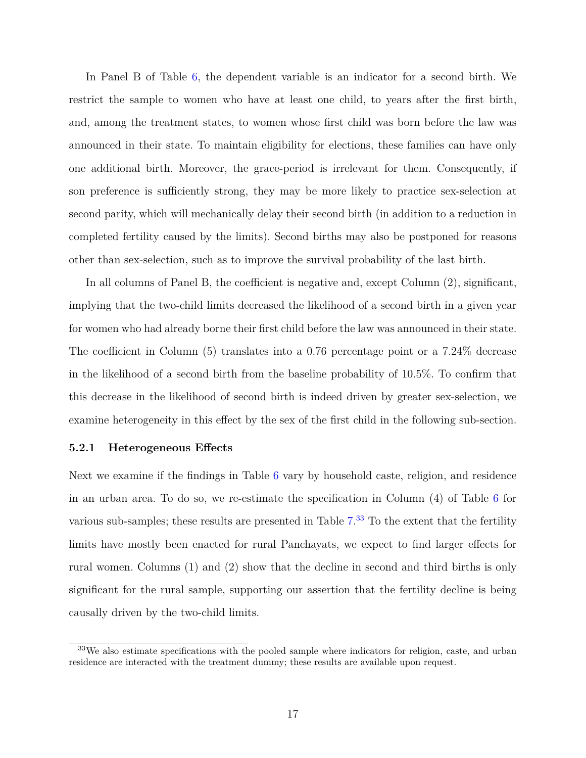In Panel B of Table 6, the dependent variable is an indicator for a second birth. We restrict the sample to women who have at least one child, to years after the first birth, and, among the treatment states, to women whose first child was born before the law was announced in their state. To maintain eligibility for elections, these families can have only one additional birth. Moreover, the grace-period is irrelevant for them. Consequently, if son preference is sufficiently strong, they may be more likely to practice sex-selection at second parity, which will mechanically delay their second birth (in addition to a reduction in completed fertility caused by the limits). Second births may also be postponed for reasons other than sex-selection, such as to improve the survival probability of the last birth.

In all columns of Panel B, the coefficient is negative and, except Column (2), significant, implying that the two-child limits decreased the likelihood of a second birth in a given year for women who had already borne their first child before the law was announced in their state. The coefficient in Column (5) translates into a 0.76 percentage point or a 7.24% decrease in the likelihood of a second birth from the baseline probability of 10.5%. To confirm that this decrease in the likelihood of second birth is indeed driven by greater sex-selection, we examine heterogeneity in this effect by the sex of the first child in the following sub-section.

### 5.2.1 Heterogeneous Effects

Next we examine if the findings in Table 6 vary by household caste, religion, and residence in an urban area. To do so, we re-estimate the specification in Column (4) of Table 6 for various sub-samples; these results are presented in Table 7.[33] To the extent that the fertility limits have mostly been enacted for rural Panchayats, we expect to find larger effects for rural women. Columns (1) and (2) show that the decline in second and third births is only significant for the rural sample, supporting our assertion that the fertility decline is being causally driven by the two-child limits.

[33] We also estimate specifications with the pooled sample where indicators for religion, caste, and urban residence are interacted with the treatment dummy; these results are available upon request.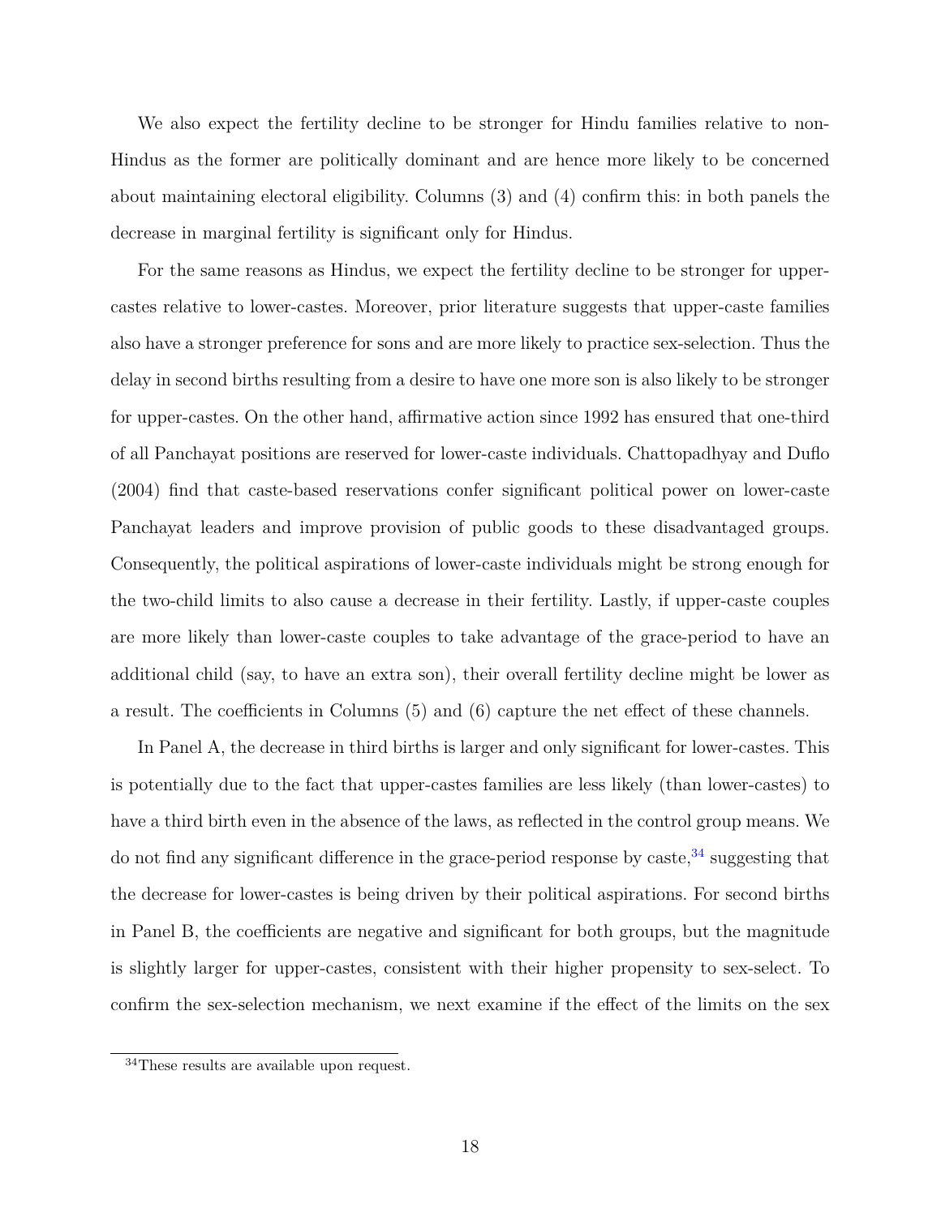We also expect the fertility decline to be stronger for Hindu families relative to non-Hindus as the former are politically dominant and are hence more likely to be concerned about maintaining electoral eligibility. Columns (3) and (4) confirm this: in both panels the decrease in marginal fertility is significant only for Hindus.

For the same reasons as Hindus, we expect the fertility decline to be stronger for upper-castes relative to lower-castes. Moreover, prior literature suggests that upper-caste families also have a stronger preference for sons and are more likely to practice sex-selection. Thus the delay in second births resulting from a desire to have one more son is also likely to be stronger for upper-castes. On the other hand, affirmative action since 1992 has ensured that one-third of all Panchayat positions are reserved for lower-caste individuals. Chattopadhyay and Duflo (2004) find that caste-based reservations confer significant political power on lower-caste Panchayat leaders and improve provision of public goods to these disadvantaged groups. Consequently, the political aspirations of lower-caste individuals might be strong enough for the two-child limits to also cause a decrease in their fertility. Lastly, if upper-caste couples are more likely than lower-caste couples to take advantage of the grace-period to have an additional child (say, to have an extra son), their overall fertility decline might be lower as a result. The coefficients in Columns (5) and (6) capture the net effect of these channels.

In Panel A, the decrease in third births is larger and only significant for lower-castes. This is potentially due to the fact that upper-castes families are less likely (than lower-castes) to have a third birth even in the absence of the laws, as reflected in the control group means. We do not find any significant difference in the grace-period response by caste,[34] suggesting that the decrease for lower-castes is being driven by their political aspirations. For second births in Panel B, the coefficients are negative and significant for both groups, but the magnitude is slightly larger for upper-castes, consistent with their higher propensity to sex-select. To confirm the sex-selection mechanism, we next examine if the effect of the limits on the sex

[34] These results are available upon request.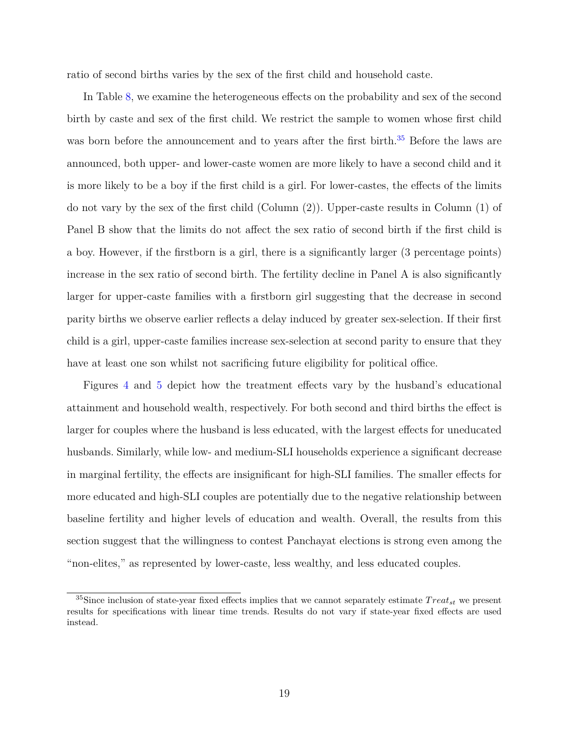ratio of second births varies by the sex of the first child and household caste.

In Table 8, we examine the heterogeneous effects on the probability and sex of the second birth by caste and sex of the first child. We restrict the sample to women whose first child was born before the announcement and to years after the first birth.[35] Before the laws are announced, both upper- and lower-caste women are more likely to have a second child and it is more likely to be a boy if the first child is a girl. For lower-castes, the effects of the limits do not vary by the sex of the first child (Column (2)). Upper-caste results in Column (1) of Panel B show that the limits do not affect the sex ratio of second birth if the first child is a boy. However, if the firstborn is a girl, there is a significantly larger (3 percentage points) increase in the sex ratio of second birth. The fertility decline in Panel A is also significantly larger for upper-caste families with a firstborn girl suggesting that the decrease in second parity births we observe earlier reflects a delay induced by greater sex-selection. If their first child is a girl, upper-caste families increase sex-selection at second parity to ensure that they have at least one son whilst not sacrificing future eligibility for political office.

Figures 4 and 5 depict how the treatment effects vary by the husband's educational attainment and household wealth, respectively. For both second and third births the effect is larger for couples where the husband is less educated, with the largest effects for uneducated husbands. Similarly, while low- and medium-SLI households experience a significant decrease in marginal fertility, the effects are insignificant for high-SLI families. The smaller effects for more educated and high-SLI couples are potentially due to the negative relationship between baseline fertility and higher levels of education and wealth. Overall, the results from this section suggest that the willingness to contest Panchayat elections is strong even among the "non-elites," as represented by lower-caste, less wealthy, and less educated couples.

[35] Since inclusion of state-year fixed effects implies that we cannot separately estimate $Treat_{st}$ we present results for specifications with linear time trends. Results do not vary if state-year fixed effects are used instead.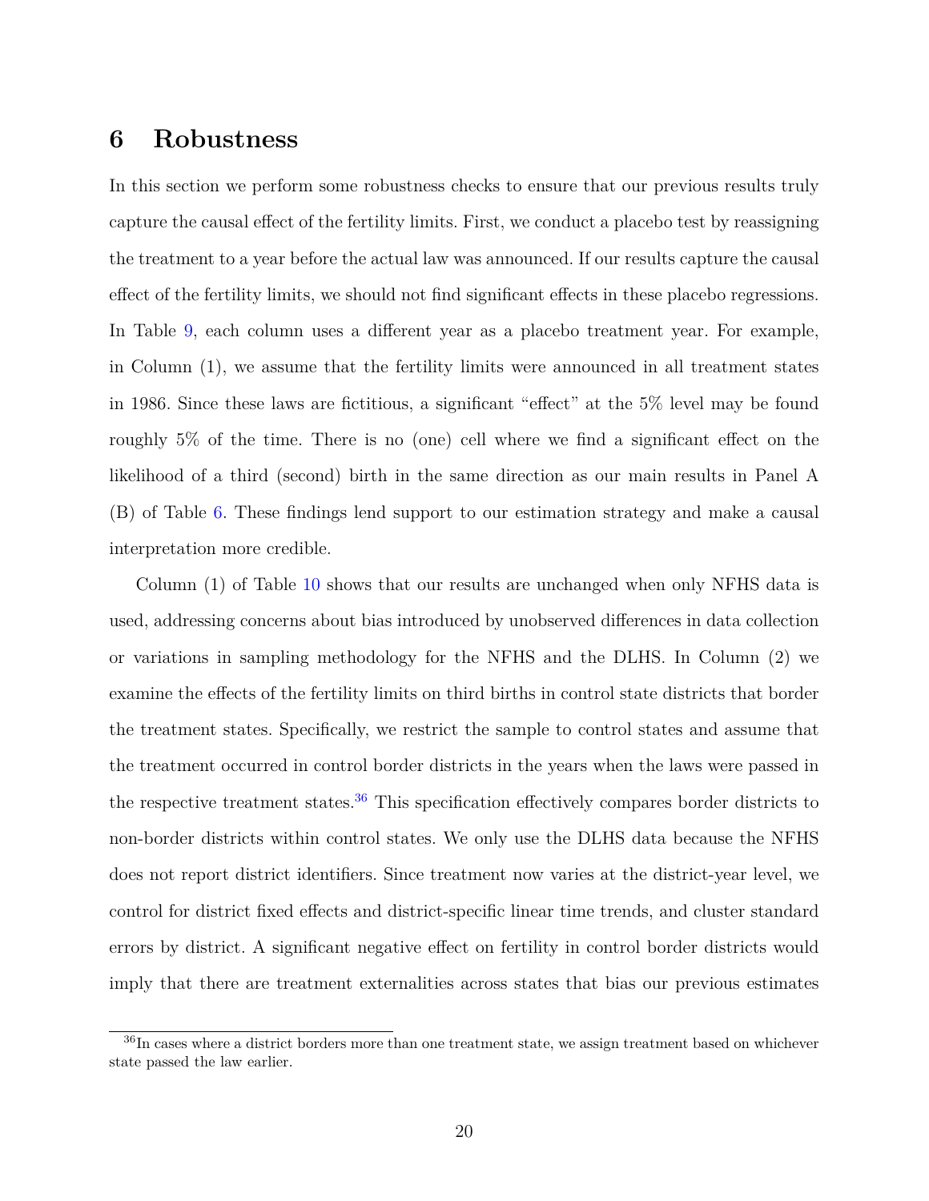# 6 Robustness

In this section we perform some robustness checks to ensure that our previous results truly capture the causal effect of the fertility limits. First, we conduct a placebo test by reassigning the treatment to a year before the actual law was announced. If our results capture the causal effect of the fertility limits, we should not find significant effects in these placebo regressions. In Table 9, each column uses a different year as a placebo treatment year. For example, in Column (1), we assume that the fertility limits were announced in all treatment states in 1986. Since these laws are fictitious, a significant "effect" at the 5% level may be found roughly 5% of the time. There is no (one) cell where we find a significant effect on the likelihood of a third (second) birth in the same direction as our main results in Panel A (B) of Table 6. These findings lend support to our estimation strategy and make a causal interpretation more credible.

Column (1) of Table 10 shows that our results are unchanged when only NFHS data is used, addressing concerns about bias introduced by unobserved differences in data collection or variations in sampling methodology for the NFHS and the DLHS. In Column (2) we examine the effects of the fertility limits on third births in control state districts that border the treatment states. Specifically, we restrict the sample to control states and assume that the treatment occurred in control border districts in the years when the laws were passed in the respective treatment states.[36] This specification effectively compares border districts to non-border districts within control states. We only use the DLHS data because the NFHS does not report district identifiers. Since treatment now varies at the district-year level, we control for district fixed effects and district-specific linear time trends, and cluster standard errors by district. A significant negative effect on fertility in control border districts would imply that there are treatment externalities across states that bias our previous estimates

[36] In cases where a district borders more than one treatment state, we assign treatment based on whichever state passed the law earlier.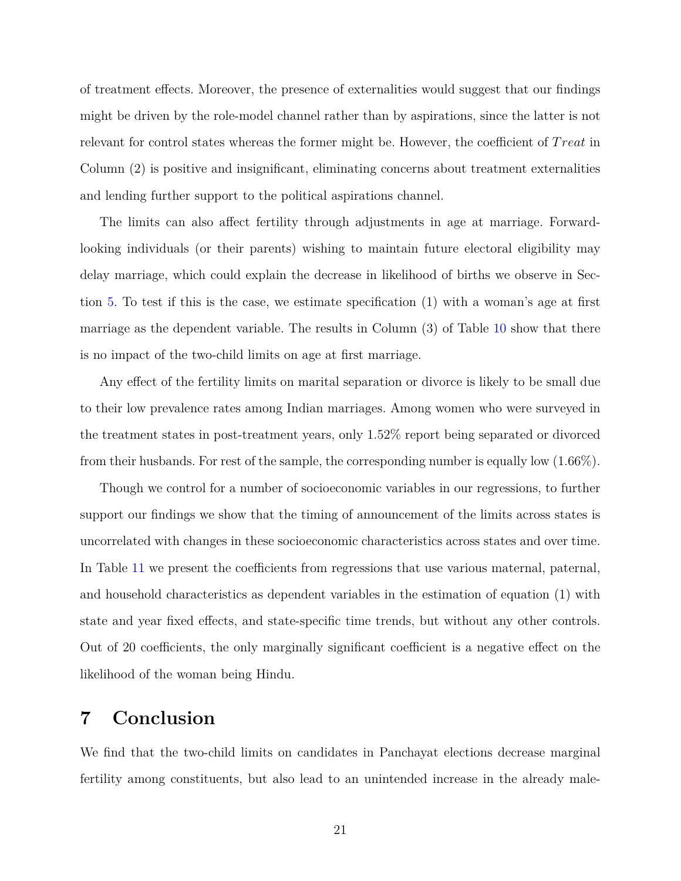of treatment effects. Moreover, the presence of externalities would suggest that our findings might be driven by the role-model channel rather than by aspirations, since the latter is not relevant for control states whereas the former might be. However, the coefficient of $Treat$ in Column (2) is positive and insignificant, eliminating concerns about treatment externalities and lending further support to the political aspirations channel.

The limits can also affect fertility through adjustments in age at marriage. Forward-looking individuals (or their parents) wishing to maintain future electoral eligibility may delay marriage, which could explain the decrease in likelihood of births we observe in Section 5. To test if this is the case, we estimate specification (1) with a woman's age at first marriage as the dependent variable. The results in Column (3) of Table 10 show that there is no impact of the two-child limits on age at first marriage.

Any effect of the fertility limits on marital separation or divorce is likely to be small due to their low prevalence rates among Indian marriages. Among women who were surveyed in the treatment states in post-treatment years, only 1.52% report being separated or divorced from their husbands. For rest of the sample, the corresponding number is equally low (1.66%).

Though we control for a number of socioeconomic variables in our regressions, to further support our findings we show that the timing of announcement of the limits across states is uncorrelated with changes in these socioeconomic characteristics across states and over time. In Table 11 we present the coefficients from regressions that use various maternal, paternal, and household characteristics as dependent variables in the estimation of equation (1) with state and year fixed effects, and state-specific time trends, but without any other controls. Out of 20 coefficients, the only marginally significant coefficient is a negative effect on the likelihood of the woman being Hindu.

# 7 Conclusion

We find that the two-child limits on candidates in Panchayat elections decrease marginal fertility among constituents, but also lead to an unintended increase in the already male-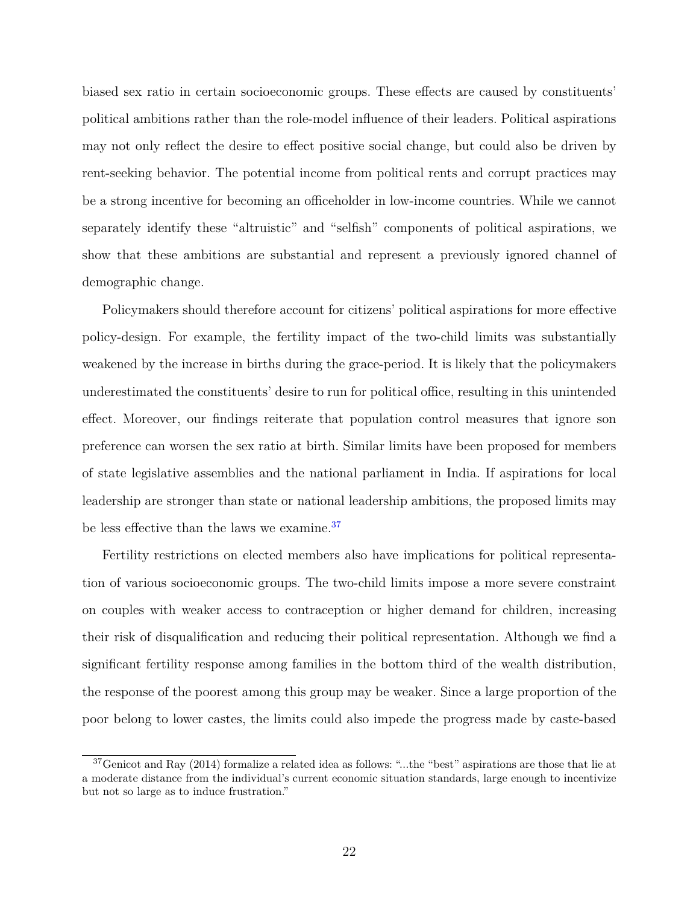biased sex ratio in certain socioeconomic groups. These effects are caused by constituents' political ambitions rather than the role-model influence of their leaders. Political aspirations may not only reflect the desire to effect positive social change, but could also be driven by rent-seeking behavior. The potential income from political rents and corrupt practices may be a strong incentive for becoming an officeholder in low-income countries. While we cannot separately identify these "altruistic" and "selfish" components of political aspirations, we show that these ambitions are substantial and represent a previously ignored channel of demographic change.

Policymakers should therefore account for citizens' political aspirations for more effective policy-design. For example, the fertility impact of the two-child limits was substantially weakened by the increase in births during the grace-period. It is likely that the policymakers underestimated the constituents' desire to run for political office, resulting in this unintended effect. Moreover, our findings reiterate that population control measures that ignore son preference can worsen the sex ratio at birth. Similar limits have been proposed for members of state legislative assemblies and the national parliament in India. If aspirations for local leadership are stronger than state or national leadership ambitions, the proposed limits may be less effective than the laws we examine.[37]

Fertility restrictions on elected members also have implications for political representation of various socioeconomic groups. The two-child limits impose a more severe constraint on couples with weaker access to contraception or higher demand for children, increasing their risk of disqualification and reducing their political representation. Although we find a significant fertility response among families in the bottom third of the wealth distribution, the response of the poorest among this group may be weaker. Since a large proportion of the poor belong to lower castes, the limits could also impede the progress made by caste-based

[37] Genicot and Ray (2014) formalize a related idea as follows: "...the "best" aspirations are those that lie at a moderate distance from the individual's current economic situation standards, large enough to incentivize but not so large as to induce frustration."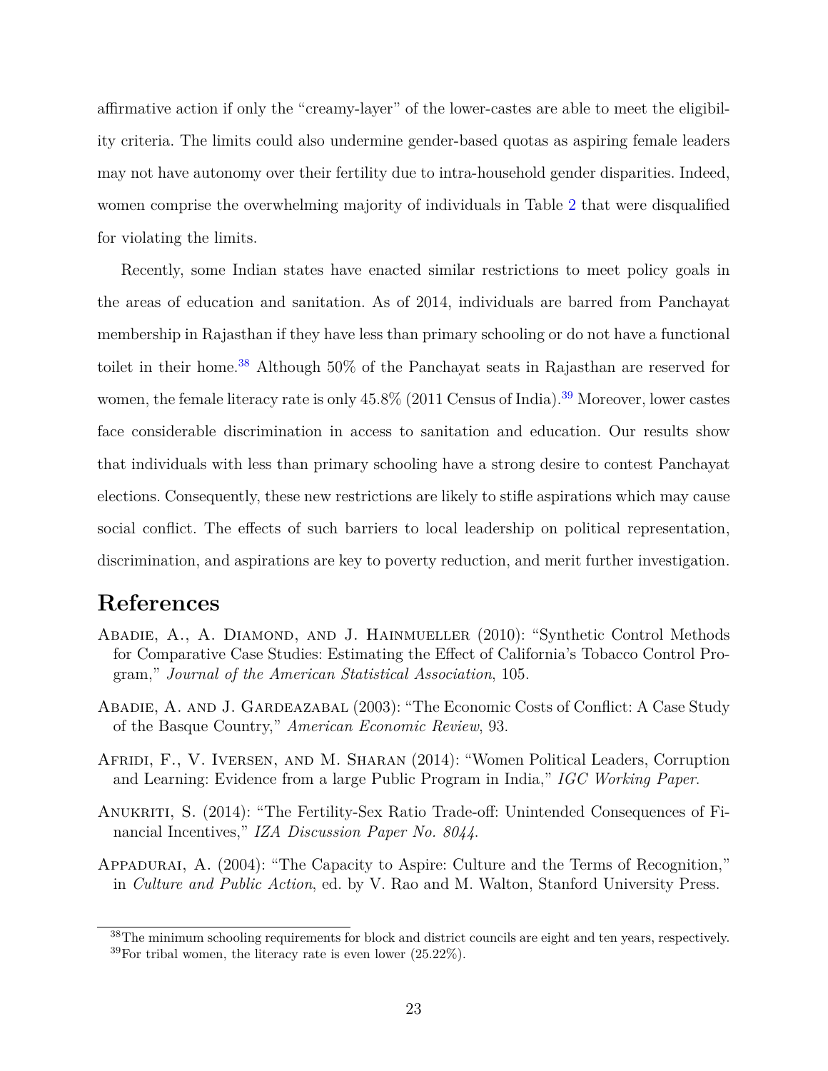affirmative action if only the "creamy-layer" of the lower-castes are able to meet the eligibility criteria. The limits could also undermine gender-based quotas as aspiring female leaders may not have autonomy over their fertility due to intra-household gender disparities. Indeed, women comprise the overwhelming majority of individuals in Table 2 that were disqualified for violating the limits.

Recently, some Indian states have enacted similar restrictions to meet policy goals in the areas of education and sanitation. As of 2014, individuals are barred from Panchayat membership in Rajasthan if they have less than primary schooling or do not have a functional toilet in their home.[38] Although 50% of the Panchayat seats in Rajasthan are reserved for women, the female literacy rate is only 45.8% (2011 Census of India).[39] Moreover, lower castes face considerable discrimination in access to sanitation and education. Our results show that individuals with less than primary schooling have a strong desire to contest Panchayat elections. Consequently, these new restrictions are likely to stifle aspirations which may cause social conflict. The effects of such barriers to local leadership on political representation, discrimination, and aspirations are key to poverty reduction, and merit further investigation.

# References

Abadie, A., A. Diamond, and J. Hainmueller (2010): "Synthetic Control Methods for Comparative Case Studies: Estimating the Effect of California's Tobacco Control Program," *Journal of the American Statistical Association*, 105.

Abadie, A. and J. Gardeazabal (2003): "The Economic Costs of Conflict: A Case Study of the Basque Country," *American Economic Review*, 93.

Afridi, F., V. Iversen, and M. Sharan (2014): "Women Political Leaders, Corruption and Learning: Evidence from a large Public Program in India," *IGC Working Paper*.

Anukriti, S. (2014): "The Fertility-Sex Ratio Trade-off: Unintended Consequences of Financial Incentives," *IZA Discussion Paper No. 8044*.

Appadurai, A. (2004): "The Capacity to Aspire: Culture and the Terms of Recognition," in *Culture and Public Action*, ed. by V. Rao and M. Walton, Stanford University Press.

[38]The minimum schooling requirements for block and district councils are eight and ten years, respectively.

[39]For tribal women, the literacy rate is even lower (25.22%).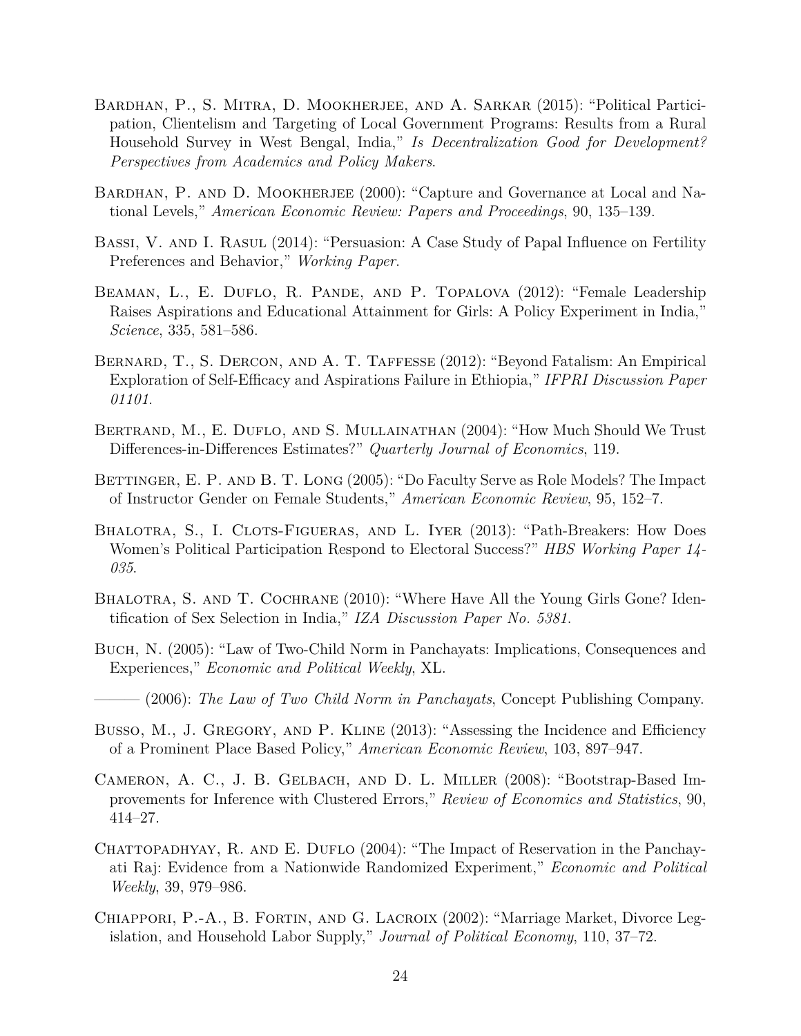Bardhan, P., S. Mitra, D. Mookherjee, and A. Sarkar (2015): "Political Participation, Clientelism and Targeting of Local Government Programs: Results from a Rural Household Survey in West Bengal, India," *Is Decentralization Good for Development? Perspectives from Academics and Policy Makers*.

Bardhan, P. and D. Mookherjee (2000): "Capture and Governance at Local and National Levels," *American Economic Review: Papers and Proceedings*, 90, 135–139.

Bassi, V. and I. Rasul (2014): "Persuasion: A Case Study of Papal Influence on Fertility Preferences and Behavior," *Working Paper*.

Beaman, L., E. Duflo, R. Pande, and P. Topalova (2012): "Female Leadership Raises Aspirations and Educational Attainment for Girls: A Policy Experiment in India," *Science*, 335, 581–586.

Bernard, T., S. Dercon, and A. T. Taffesse (2012): "Beyond Fatalism: An Empirical Exploration of Self-Efficacy and Aspirations Failure in Ethiopia," *IFPRI Discussion Paper 01101*.

Bertrand, M., E. Duflo, and S. Mullainathan (2004): "How Much Should We Trust Differences-in-Differences Estimates?" *Quarterly Journal of Economics*, 119.

Bettinger, E. P. and B. T. Long (2005): "Do Faculty Serve as Role Models? The Impact of Instructor Gender on Female Students," *American Economic Review*, 95, 152–7.

Bhalotra, S., I. Clots-Figueras, and L. Iyer (2013): "Path-Breakers: How Does Women's Political Participation Respond to Electoral Success?" *HBS Working Paper 14-035*.

Bhalotra, S. and T. Cochrane (2010): "Where Have All the Young Girls Gone? Identification of Sex Selection in India," *IZA Discussion Paper No. 5381*.

Buch, N. (2005): "Law of Two-Child Norm in Panchayats: Implications, Consequences and Experiences," *Economic and Political Weekly*, XL.

——— (2006): *The Law of Two Child Norm in Panchayats*, Concept Publishing Company.

Busso, M., J. Gregory, and P. Kline (2013): "Assessing the Incidence and Efficiency of a Prominent Place Based Policy," *American Economic Review*, 103, 897–947.

Cameron, A. C., J. B. Gelbach, and D. L. Miller (2008): "Bootstrap-Based Improvements for Inference with Clustered Errors," *Review of Economics and Statistics*, 90, 414–27.

Chattopadhyay, R. and E. Duflo (2004): "The Impact of Reservation in the Panchayati Raj: Evidence from a Nationwide Randomized Experiment," *Economic and Political Weekly*, 39, 979–986.

Chiappori, P.-A., B. Fortin, and G. Lacroix (2002): "Marriage Market, Divorce Legislation, and Household Labor Supply," *Journal of Political Economy*, 110, 37–72.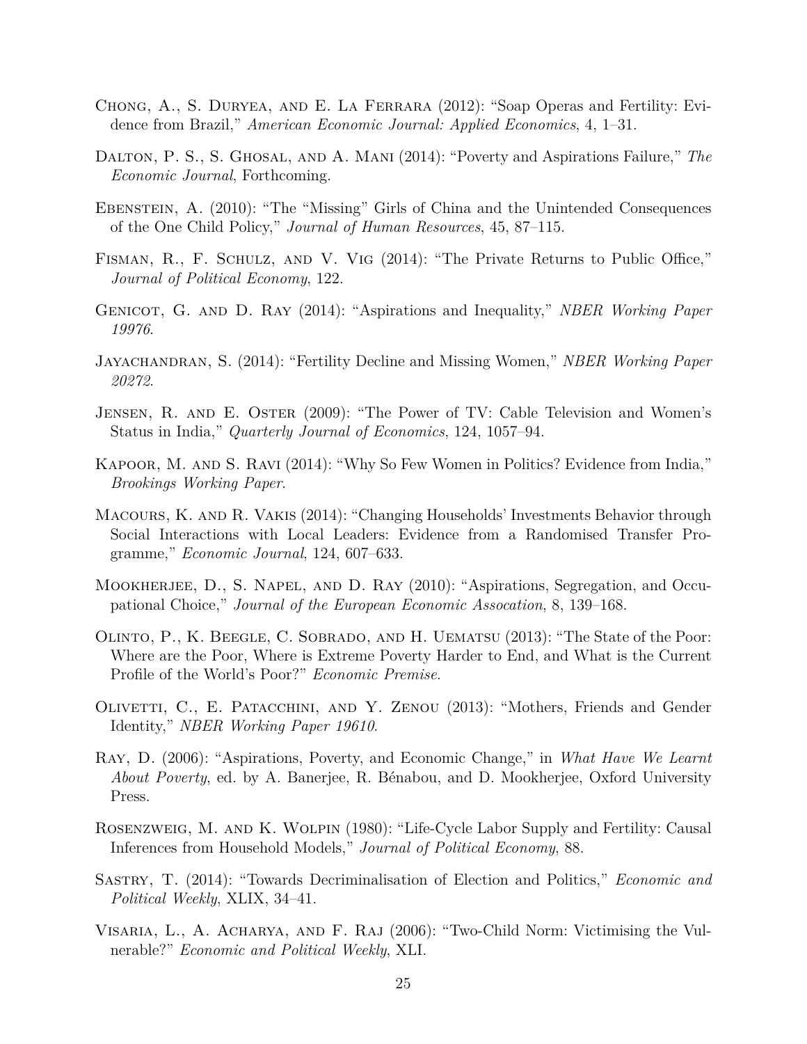Chong, A., S. Duryea, and E. La Ferrara (2012): "Soap Operas and Fertility: Evidence from Brazil," *American Economic Journal: Applied Economics*, 4, 1–31.

Dalton, P. S., S. Ghosal, and A. Mani (2014): "Poverty and Aspirations Failure," *The Economic Journal*, Forthcoming.

Ebenstein, A. (2010): "The "Missing" Girls of China and the Unintended Consequences of the One Child Policy," *Journal of Human Resources*, 45, 87–115.

Fisman, R., F. Schulz, and V. Vig (2014): "The Private Returns to Public Office," *Journal of Political Economy*, 122.

Genicot, G. and D. Ray (2014): "Aspirations and Inequality," *NBER Working Paper 19976*.

Jayachandran, S. (2014): "Fertility Decline and Missing Women," *NBER Working Paper 20272*.

Jensen, R. and E. Oster (2009): "The Power of TV: Cable Television and Women's Status in India," *Quarterly Journal of Economics*, 124, 1057–94.

Kapoor, M. and S. Ravi (2014): "Why So Few Women in Politics? Evidence from India," *Brookings Working Paper*.

Macours, K. and R. Vakis (2014): "Changing Households' Investments Behavior through Social Interactions with Local Leaders: Evidence from a Randomised Transfer Programme," *Economic Journal*, 124, 607–633.

Mookherjee, D., S. Napel, and D. Ray (2010): "Aspirations, Segregation, and Occupational Choice," *Journal of the European Economic Assocation*, 8, 139–168.

Olinto, P., K. Beegle, C. Sobrado, and H. Uematsu (2013): "The State of the Poor: Where are the Poor, Where is Extreme Poverty Harder to End, and What is the Current Profile of the World's Poor?" *Economic Premise*.

Olivetti, C., E. Patacchini, and Y. Zenou (2013): "Mothers, Friends and Gender Identity," *NBER Working Paper 19610*.

Ray, D. (2006): "Aspirations, Poverty, and Economic Change," in *What Have We Learnt About Poverty*, ed. by A. Banerjee, R. Bénabou, and D. Mookherjee, Oxford University Press.

Rosenzweig, M. and K. Wolpin (1980): "Life-Cycle Labor Supply and Fertility: Causal Inferences from Household Models," *Journal of Political Economy*, 88.

Sastry, T. (2014): "Towards Decriminalisation of Election and Politics," *Economic and Political Weekly*, XLIX, 34–41.

Visaria, L., A. Acharya, and F. Raj (2006): "Two-Child Norm: Victimising the Vulnerable?" *Economic and Political Weekly*, XLI.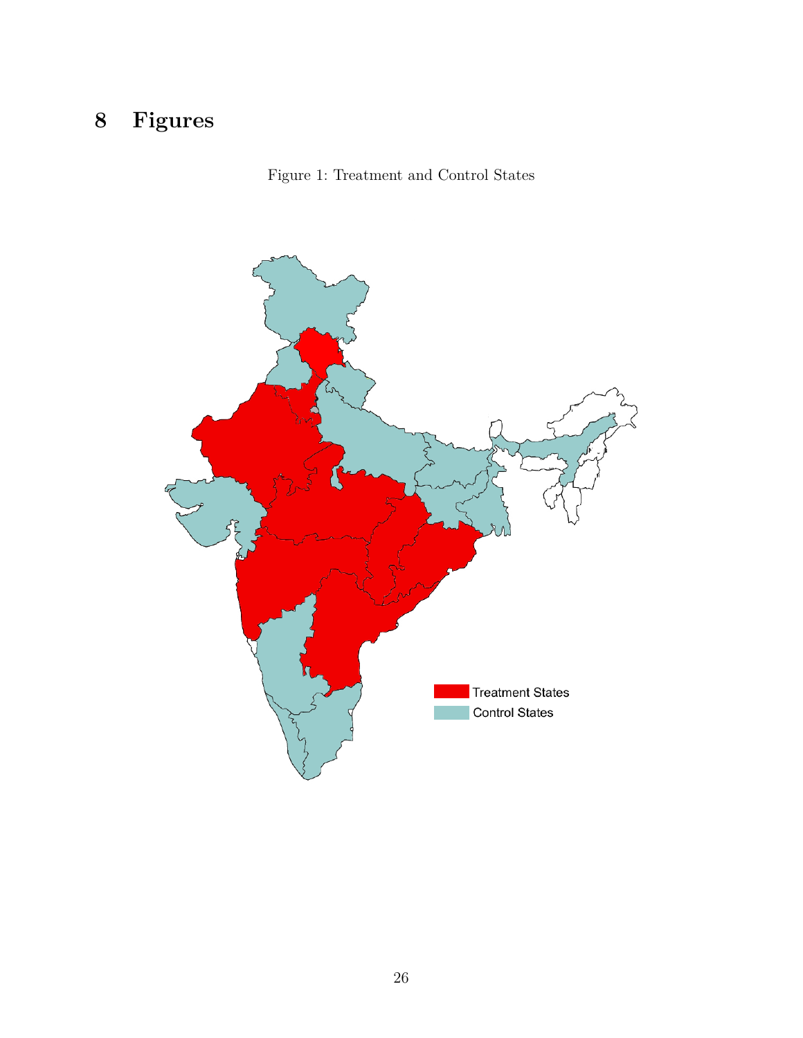# 8 Figures

Figure 1: Treatment and Control States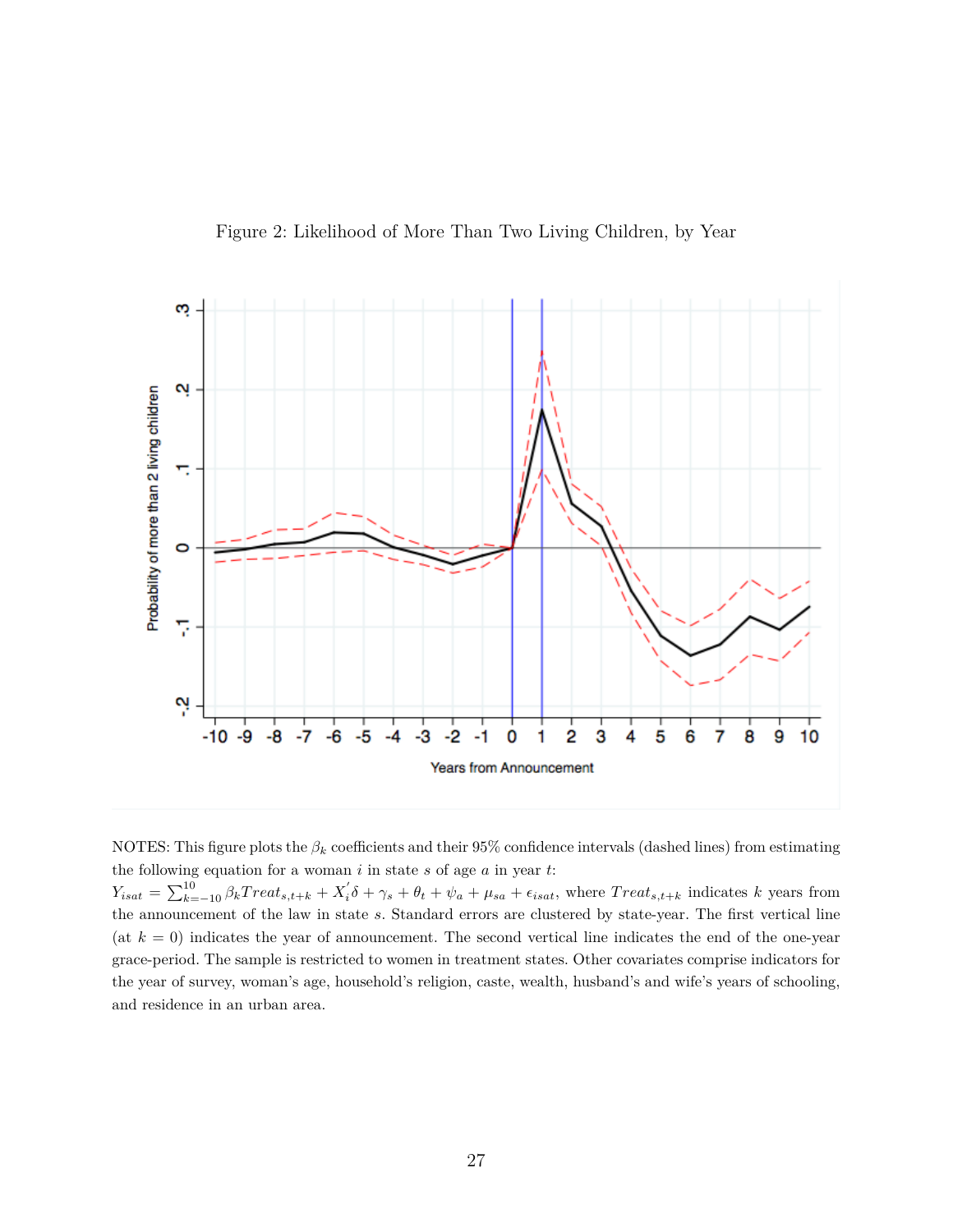Figure 2: Likelihood of More Than Two Living Children, by Year

NOTES: This figure plots the $\beta_k$ coefficients and their 95% confidence intervals (dashed lines) from estimating the following equation for a woman $i$ in state $s$ of age $a$ in year $t$:
$Y_{isat} = \sum_{k=-10}^{10} \beta_k Treat_{s,t+k} + X_i^{'}\delta + \gamma_s + \theta_t + \psi_a + \mu_{sa} + \epsilon_{isat}$, where $Treat_{s,t+k}$ indicates $k$ years from the announcement of the law in state $s$. Standard errors are clustered by state-year. The first vertical line (at $k = 0$) indicates the year of announcement. The second vertical line indicates the end of the one-year grace-period. The sample is restricted to women in treatment states. Other covariates comprise indicators for the year of survey, woman's age, household's religion, caste, wealth, husband's and wife's years of schooling, and residence in an urban area.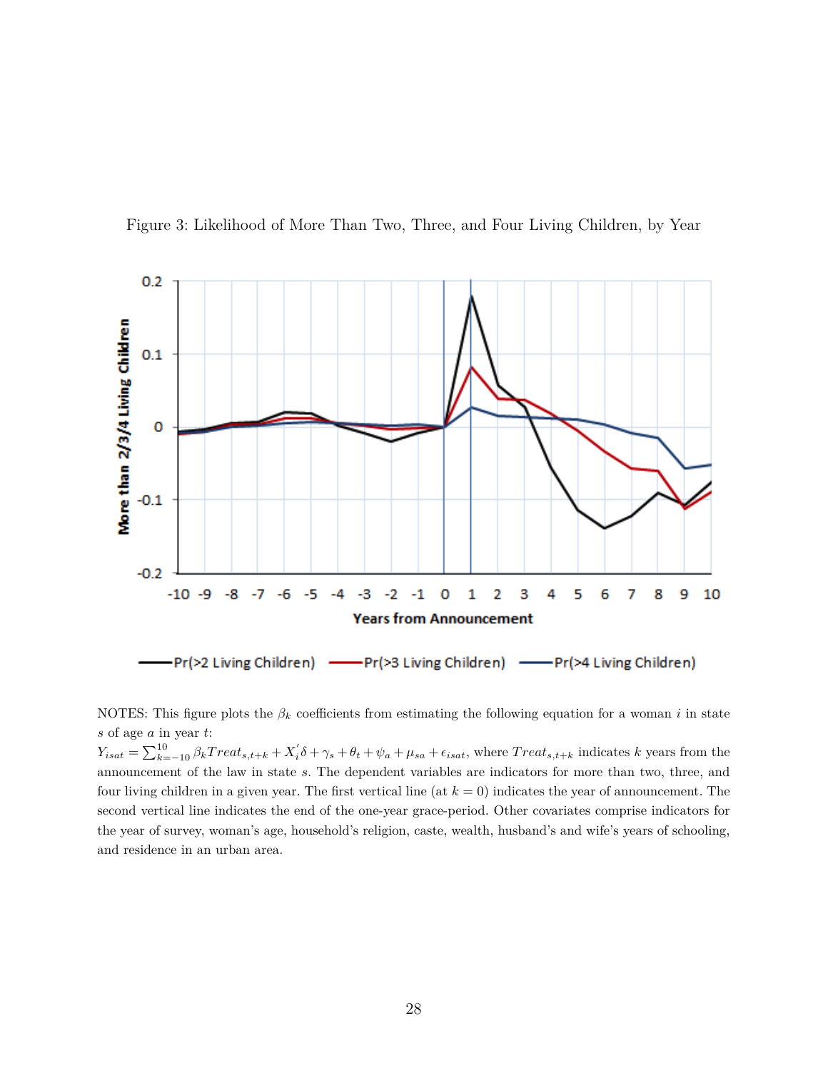Figure 3: Likelihood of More Than Two, Three, and Four Living Children, by Year

NOTES: This figure plots the $\beta_k$ coefficients from estimating the following equation for a woman $i$ in state $s$ of age $a$ in year $t$:
$Y_{isat} = \sum_{k=-10}^{10} \beta_k Treat_{s,t+k} + X_i^{'}\delta + \gamma_s + \theta_t + \psi_a + \mu_{sa} + \epsilon_{isat}$, where $Treat_{s,t+k}$ indicates $k$ years from the announcement of the law in state $s$. The dependent variables are indicators for more than two, three, and four living children in a given year. The first vertical line (at $k = 0$) indicates the year of announcement. The second vertical line indicates the end of the one-year grace-period. Other covariates comprise indicators for the year of survey, woman's age, household's religion, caste, wealth, husband's and wife's years of schooling, and residence in an urban area.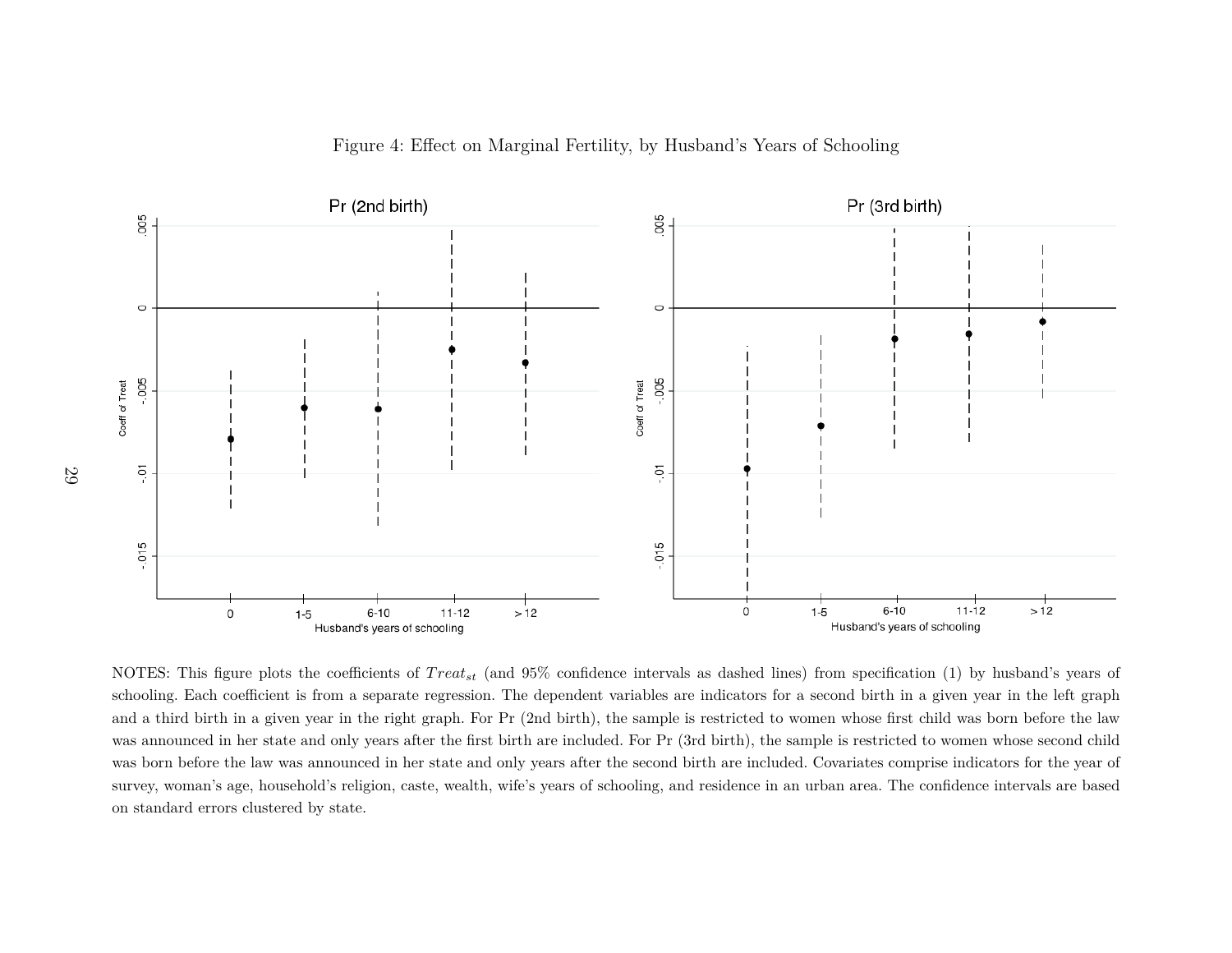Figure 4: Effect on Marginal Fertility, by Husband's Years of Schooling

NOTES: This figure plots the coefficients of $Treat_{st}$ (and 95% confidence intervals as dashed lines) from specification (1) by husband's years of schooling. Each coefficient is from a separate regression. The dependent variables are indicators for a second birth in a given year in the left graph and a third birth in a given year in the right graph. For Pr (2nd birth), the sample is restricted to women whose first child was born before the law was announced in her state and only years after the first birth are included. For Pr (3rd birth), the sample is restricted to women whose second child was born before the law was announced in her state and only years after the second birth are included. Covariates comprise indicators for the year of survey, woman's age, household's religion, caste, wealth, wife's years of schooling, and residence in an urban area. The confidence intervals are based on standard errors clustered by state.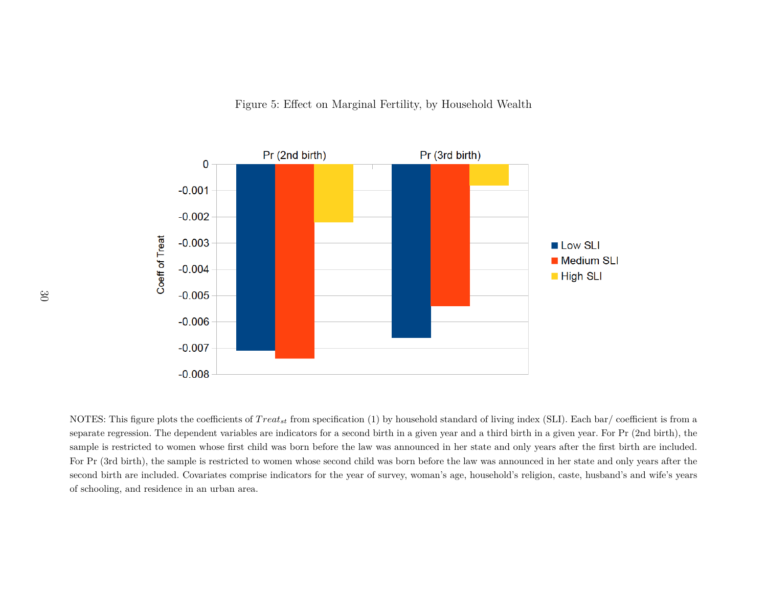Figure 5: Effect on Marginal Fertility, by Household Wealth

NOTES: This figure plots the coefficients of $Treat_{st}$ from specification (1) by household standard of living index (SLI). Each bar/ coefficient is from a separate regression. The dependent variables are indicators for a second birth in a given year and a third birth in a given year. For Pr (2nd birth), the sample is restricted to women whose first child was born before the law was announced in her state and only years after the first birth are included. For Pr (3rd birth), the sample is restricted to women whose second child was born before the law was announced in her state and only years after the second birth are included. Covariates comprise indicators for the year of survey, woman's age, household's religion, caste, husband's and wife's years of schooling, and residence in an urban area.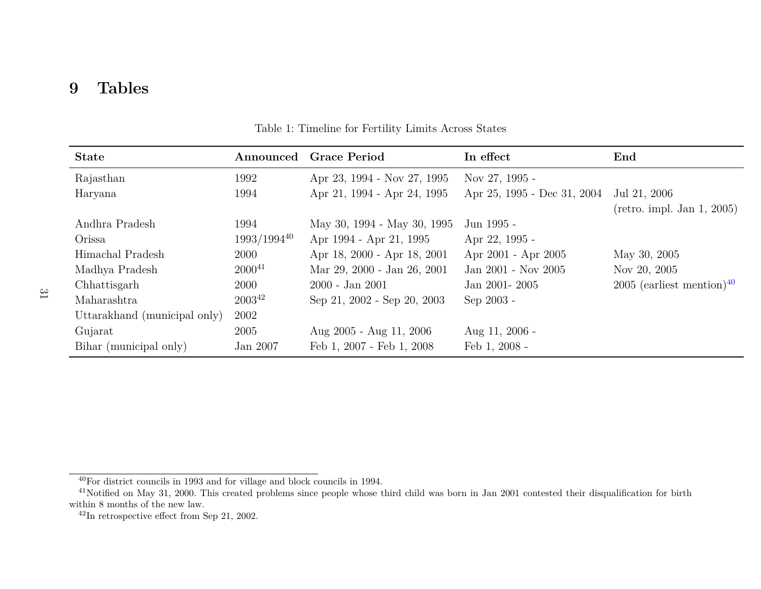# 9 Tables

Table 1: Timeline for Fertility Limits Across States

| State | Announced | Grace Period | In effect | End |
|---|---|---|---|---|
| Rajasthan | 1992 | Apr 23, 1994 - Nov 27, 1995 | Nov 27, 1995 - | |
| Haryana | 1994 | Apr 21, 1994 - Apr 24, 1995 | Apr 25, 1995 - Dec 31, 2004 | Jul 21, 2006 (retro. impl. Jan 1, 2005) |
| Andhra Pradesh | 1994 | May 30, 1994 - May 30, 1995 | Jun 1995 - | |
| Orissa | 1993/1994[40] | Apr 1994 - Apr 21, 1995 | Apr 22, 1995 - | |
| Himachal Pradesh | 2000 | Apr 18, 2000 - Apr 18, 2001 | Apr 2001 - Apr 2005 | May 30, 2005 |
| Madhya Pradesh | 2000[41] | Mar 29, 2000 - Jan 26, 2001 | Jan 2001 - Nov 2005 | Nov 20, 2005 |
| Chhattisgarh | 2000 | 2000 - Jan 2001 | Jan 2001- 2005 | 2005 (earliest mention)[40] |
| Maharashtra | 2003[42] | Sep 21, 2002 - Sep 20, 2003 | Sep 2003 - | |
| Uttarakhand (municipal only) | 2002 | | | |
| Gujarat | 2005 | Aug 2005 - Aug 11, 2006 | Aug 11, 2006 - | |
| Bihar (municipal only) | Jan 2007 | Feb 1, 2007 - Feb 1, 2008 | Feb 1, 2008 - | |

[40]For district councils in 1993 and for village and block councils in 1994.

[41]Notified on May 31, 2000. This created problems since people whose third child was born in Jan 2001 contested their disqualification for birth within 8 months of the new law.

[42]In retrospective effect from Sep 21, 2002.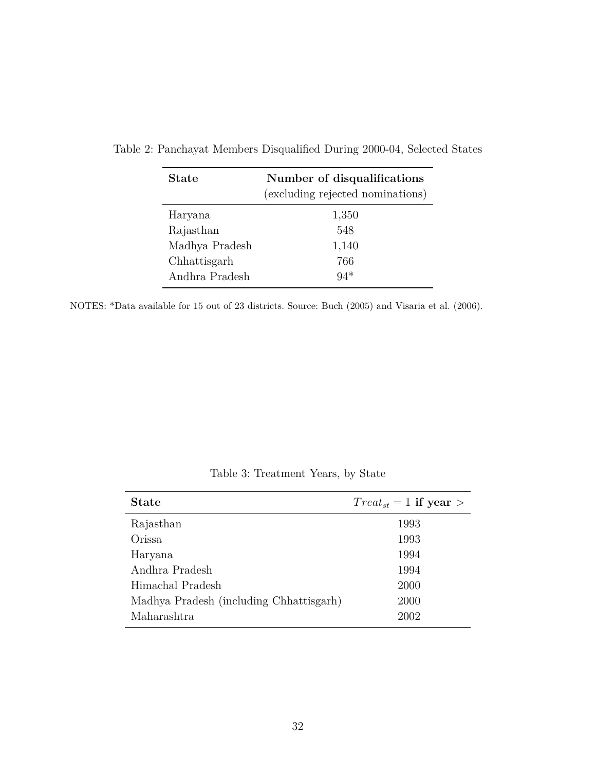Table 2: Panchayat Members Disqualified During 2000-04, Selected States

| **State** | **Number of disqualifications** (excluding rejected nominations) |
|---|---|
| Haryana | 1,350 |
| Rajasthan | 548 |
| Madhya Pradesh | 1,140 |
| Chhattisgarh | 766 |
| Andhra Pradesh | 94* |

NOTES: *Data available for 15 out of 23 districts. Source: Buch (2005) and Visaria et al. (2006).

Table 3: Treatment Years, by State

| **State** | $Treat_{st} = 1$ **if year** $>$ |
|---|---|
| Rajasthan | 1993 |
| Orissa | 1993 |
| Haryana | 1994 |
| Andhra Pradesh | 1994 |
| Himachal Pradesh | 2000 |
| Madhya Pradesh (including Chhattisgarh) | 2000 |
| Maharashtra | 2002 |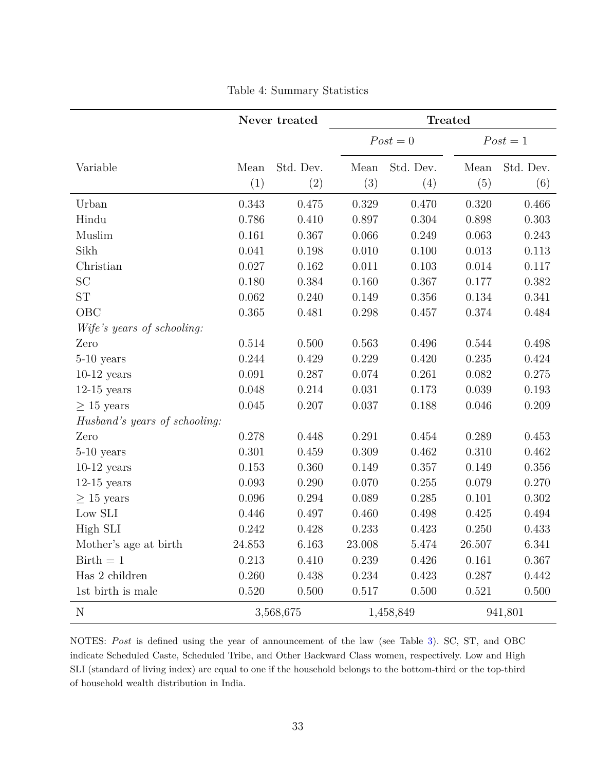Table 4: Summary Statistics

| Variable | Never treated | | Treated | | | |
|---|---|---|---|---|---|---|
| | | | $Post = 0$ | | $Post = 1$ | |
| | Mean (1) | Std. Dev. (2) | Mean (3) | Std. Dev. (4) | Mean (5) | Std. Dev. (6) |
| Urban | 0.343 | 0.475 | 0.329 | 0.470 | 0.320 | 0.466 |
| Hindu | 0.786 | 0.410 | 0.897 | 0.304 | 0.898 | 0.303 |
| Muslim | 0.161 | 0.367 | 0.066 | 0.249 | 0.063 | 0.243 |
| Sikh | 0.041 | 0.198 | 0.010 | 0.100 | 0.013 | 0.113 |
| Christian | 0.027 | 0.162 | 0.011 | 0.103 | 0.014 | 0.117 |
| SC | 0.180 | 0.384 | 0.160 | 0.367 | 0.177 | 0.382 |
| ST | 0.062 | 0.240 | 0.149 | 0.356 | 0.134 | 0.341 |
| OBC | 0.365 | 0.481 | 0.298 | 0.457 | 0.374 | 0.484 |
| *Wife's years of schooling:* | | | | | | |
| Zero | 0.514 | 0.500 | 0.563 | 0.496 | 0.544 | 0.498 |
| 5-10 years | 0.244 | 0.429 | 0.229 | 0.420 | 0.235 | 0.424 |
| 10-12 years | 0.091 | 0.287 | 0.074 | 0.261 | 0.082 | 0.275 |
| 12-15 years | 0.048 | 0.214 | 0.031 | 0.173 | 0.039 | 0.193 |
| $\geq$ 15 years | 0.045 | 0.207 | 0.037 | 0.188 | 0.046 | 0.209 |
| *Husband's years of schooling:* | | | | | | |
| Zero | 0.278 | 0.448 | 0.291 | 0.454 | 0.289 | 0.453 |
| 5-10 years | 0.301 | 0.459 | 0.309 | 0.462 | 0.310 | 0.462 |
| 10-12 years | 0.153 | 0.360 | 0.149 | 0.357 | 0.149 | 0.356 |
| 12-15 years | 0.093 | 0.290 | 0.070 | 0.255 | 0.079 | 0.270 |
| $\geq$ 15 years | 0.096 | 0.294 | 0.089 | 0.285 | 0.101 | 0.302 |
| Low SLI | 0.446 | 0.497 | 0.460 | 0.498 | 0.425 | 0.494 |
| High SLI | 0.242 | 0.428 | 0.233 | 0.423 | 0.250 | 0.433 |
| Mother's age at birth | 24.853 | 6.163 | 23.008 | 5.474 | 26.507 | 6.341 |
| Birth = 1 | 0.213 | 0.410 | 0.239 | 0.426 | 0.161 | 0.367 |
| Has 2 children | 0.260 | 0.438 | 0.234 | 0.423 | 0.287 | 0.442 |
| 1st birth is male | 0.520 | 0.500 | 0.517 | 0.500 | 0.521 | 0.500 |
| N | 3,568,675 | | 1,458,849 | | 941,801 | |

NOTES: *Post* is defined using the year of announcement of the law (see Table 3). SC, ST, and OBC indicate Scheduled Caste, Scheduled Tribe, and Other Backward Class women, respectively. Low and High SLI (standard of living index) are equal to one if the household belongs to the bottom-third or the top-third of household wealth distribution in India.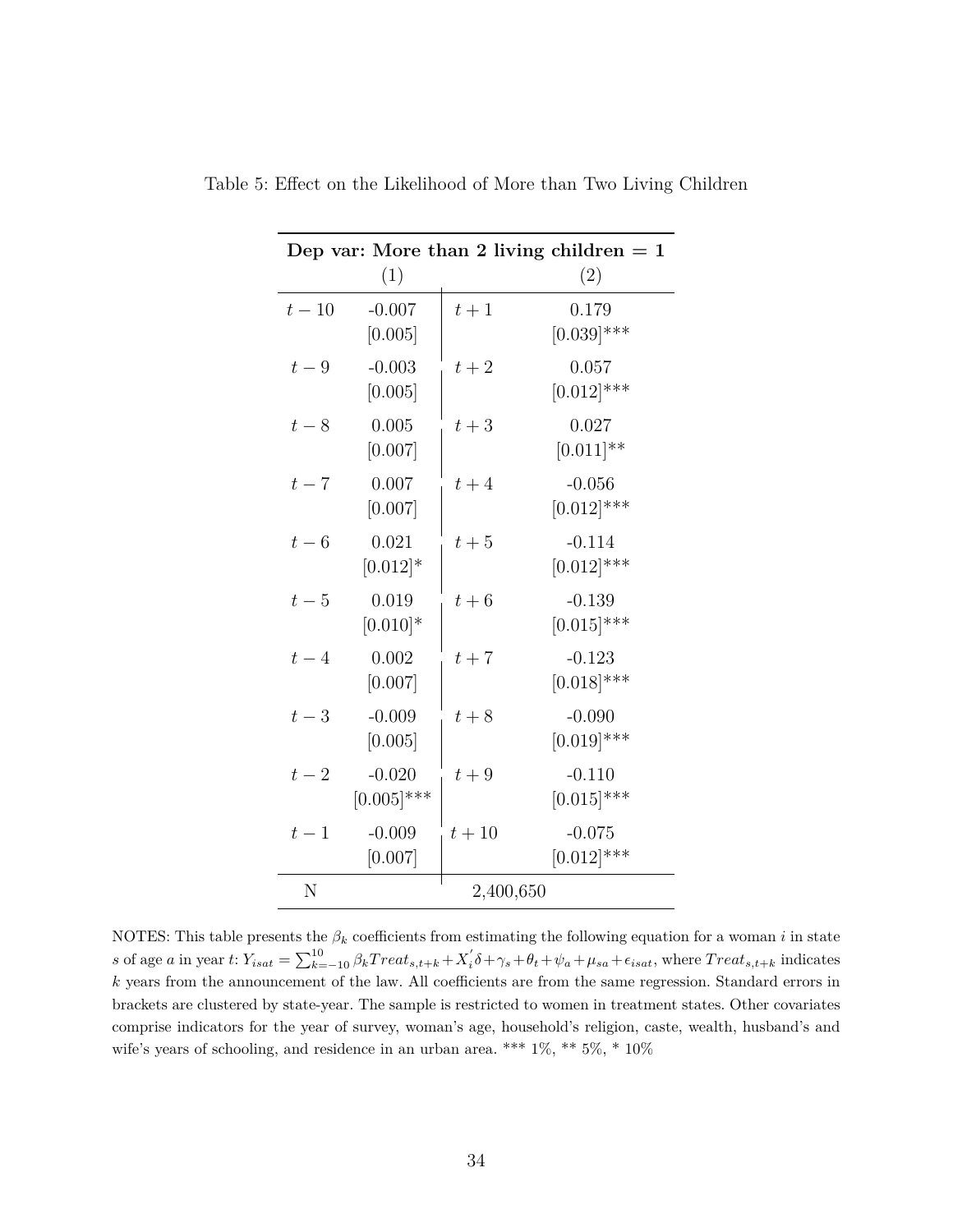Table 5: Effect on the Likelihood of More than Two Living Children

| **Dep var: More than 2 living children = 1** | | | |
|---|---|---|---|
| | (1) | | (2) |
| $t-10$ | -0.007 | $t+1$ | 0.179 |
| | [0.005] | | [0.039]*** |
| $t-9$ | -0.003 | $t+2$ | 0.057 |
| | [0.005] | | [0.012]*** |
| $t-8$ | 0.005 | $t+3$ | 0.027 |
| | [0.007] | | [0.011]** |
| $t-7$ | 0.007 | $t+4$ | -0.056 |
| | [0.007] | | [0.012]*** |
| $t-6$ | 0.021 | $t+5$ | -0.114 |
| | [0.012]* | | [0.012]*** |
| $t-5$ | 0.019 | $t+6$ | -0.139 |
| | [0.010]* | | [0.015]*** |
| $t-4$ | 0.002 | $t+7$ | -0.123 |
| | [0.007] | | [0.018]*** |
| $t-3$ | -0.009 | $t+8$ | -0.090 |
| | [0.005] | | [0.019]*** |
| $t-2$ | -0.020 | $t+9$ | -0.110 |
| | [0.005]*** | | [0.015]*** |
| $t-1$ | -0.009 | $t+10$ | -0.075 |
| | [0.007] | | [0.012]*** |
| N | | 2,400,650 | |

NOTES: This table presents the $\beta_k$ coefficients from estimating the following equation for a woman $i$ in state $s$ of age $a$ in year $t$: $Y_{isat} = \sum_{k=-10}^{10} \beta_k Treat_{s,t+k} + X_i^{'}\delta + \gamma_s + \theta_t + \psi_a + \mu_{sa} + \epsilon_{isat}$, where $Treat_{s,t+k}$ indicates $k$ years from the announcement of the law. All coefficients are from the same regression. Standard errors in brackets are clustered by state-year. The sample is restricted to women in treatment states. Other covariates comprise indicators for the year of survey, woman's age, household's religion, caste, wealth, husband's and wife's years of schooling, and residence in an urban area. *** 1%, ** 5%, * 10%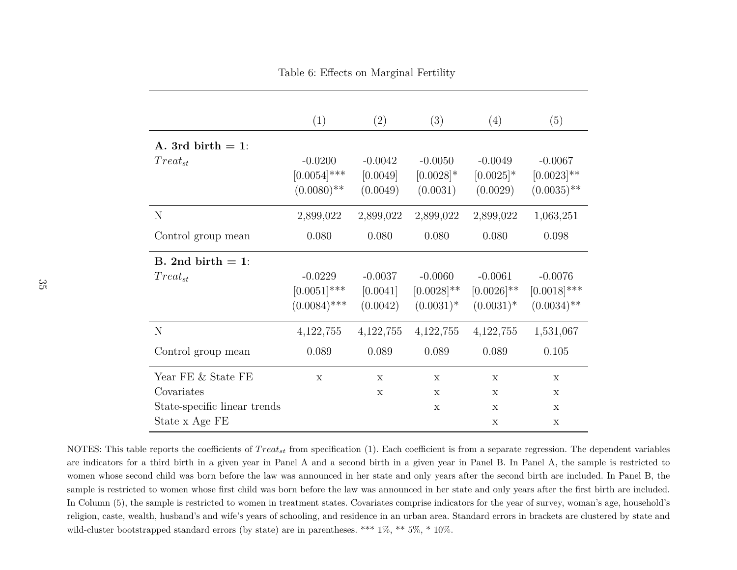Table 6: Effects on Marginal Fertility

| | (1) | (2) | (3) | (4) | (5) |
|---|---|---|---|---|---|
| **A. 3rd birth = 1**: | | | | | |
| $Treat_{st}$ | -0.0200 | -0.0042 | -0.0050 | -0.0049 | -0.0067 |
| | [0.0054]*** | [0.0049] | [0.0028]* | [0.0025]* | [0.0023]** |
| | (0.0080)** | (0.0049) | (0.0031) | (0.0029) | (0.0035)** |
| N | 2,899,022 | 2,899,022 | 2,899,022 | 2,899,022 | 1,063,251 |
| Control group mean | 0.080 | 0.080 | 0.080 | 0.080 | 0.098 |
| **B. 2nd birth = 1**: | | | | | |
| $Treat_{st}$ | -0.0229 | -0.0037 | -0.0060 | -0.0061 | -0.0076 |
| | [0.0051]*** | [0.0041] | [0.0028]** | [0.0026]** | [0.0018]*** |
| | (0.0084)*** | (0.0042) | (0.0031)* | (0.0031)* | (0.0034)** |
| N | 4,122,755 | 4,122,755 | 4,122,755 | 4,122,755 | 1,531,067 |
| Control group mean | 0.089 | 0.089 | 0.089 | 0.089 | 0.105 |
| Year FE & State FE | x | x | x | x | x |
| Covariates | | x | x | x | x |
| State-specific linear trends | | | x | x | x |
| State x Age FE | | | | x | x |

NOTES: This table reports the coefficients of $Treat_{st}$ from specification (1). Each coefficient is from a separate regression. The dependent variables are indicators for a third birth in a given year in Panel A and a second birth in a given year in Panel B. In Panel A, the sample is restricted to women whose second child was born before the law was announced in her state and only years after the second birth are included. In Panel B, the sample is restricted to women whose first child was born before the law was announced in her state and only years after the first birth are included. In Column (5), the sample is restricted to women in treatment states. Covariates comprise indicators for the year of survey, woman's age, household's religion, caste, wealth, husband's and wife's years of schooling, and residence in an urban area. Standard errors in brackets are clustered by state and wild-cluster bootstrapped standard errors (by state) are in parentheses. *** 1%, ** 5%, * 10%.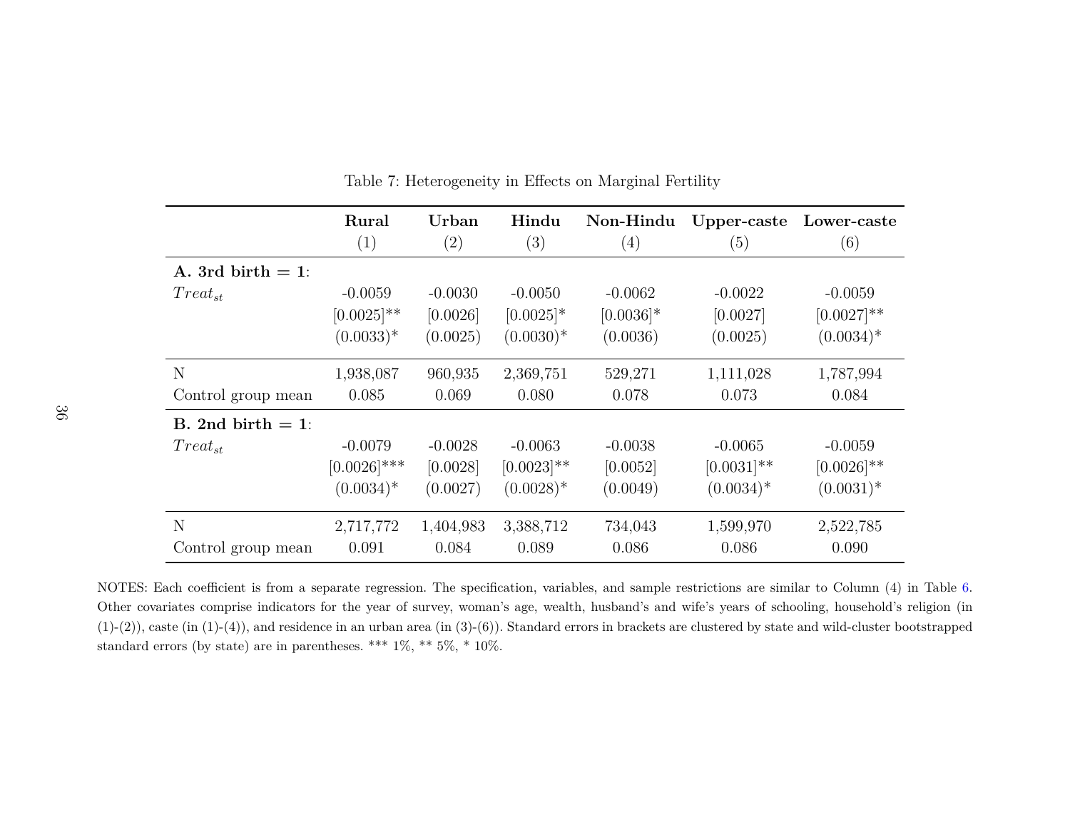Table 7: Heterogeneity in Effects on Marginal Fertility

| | **Rural** | **Urban** | **Hindu** | **Non-Hindu** | **Upper-caste** | **Lower-caste** |
|---|---|---|---|---|---|---|
| | (1) | (2) | (3) | (4) | (5) | (6) |
| **A. 3rd birth = 1**: | | | | | | |
| $Treat_{st}$ | -0.0059 | -0.0030 | -0.0050 | -0.0062 | -0.0022 | -0.0059 |
| | [0.0025]** | [0.0026] | [0.0025]* | [0.0036]* | [0.0027] | [0.0027]** |
| | (0.0033)* | (0.0025) | (0.0030)* | (0.0036) | (0.0025) | (0.0034)* |
| N | 1,938,087 | 960,935 | 2,369,751 | 529,271 | 1,111,028 | 1,787,994 |
| Control group mean | 0.085 | 0.069 | 0.080 | 0.078 | 0.073 | 0.084 |
| **B. 2nd birth = 1**: | | | | | | |
| $Treat_{st}$ | -0.0079 | -0.0028 | -0.0063 | -0.0038 | -0.0065 | -0.0059 |
| | [0.0026]*** | [0.0028] | [0.0023]** | [0.0052] | [0.0031]** | [0.0026]** |
| | (0.0034)* | (0.0027) | (0.0028)* | (0.0049) | (0.0034)* | (0.0031)* |
| N | 2,717,772 | 1,404,983 | 3,388,712 | 734,043 | 1,599,970 | 2,522,785 |
| Control group mean | 0.091 | 0.084 | 0.089 | 0.086 | 0.086 | 0.090 |

NOTES: Each coefficient is from a separate regression. The specification, variables, and sample restrictions are similar to Column (4) in Table 6. Other covariates comprise indicators for the year of survey, woman's age, wealth, husband's and wife's years of schooling, household's religion (in (1)-(2)), caste (in (1)-(4)), and residence in an urban area (in (3)-(6)). Standard errors in brackets are clustered by state and wild-cluster bootstrapped standard errors (by state) are in parentheses. *** 1%, ** 5%, * 10%.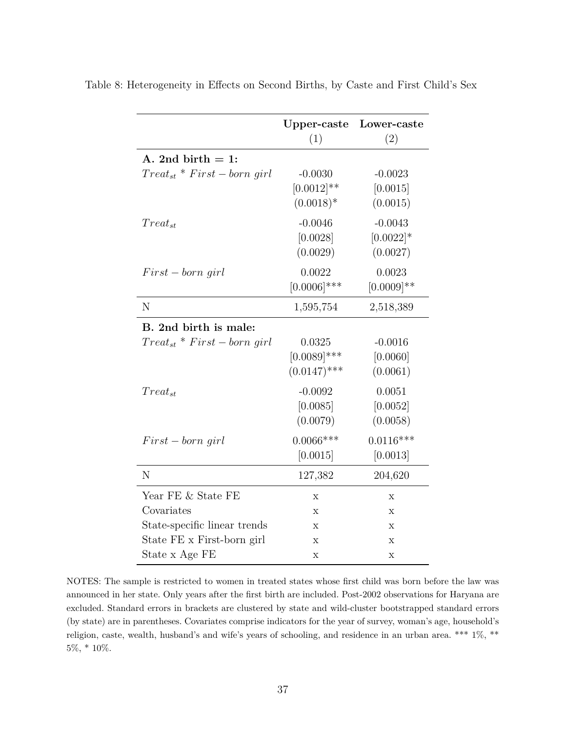Table 8: Heterogeneity in Effects on Second Births, by Caste and First Child's Sex

| | **Upper-caste** | **Lower-caste** |
|---|---|---|
| | (1) | (2) |
| **A. 2nd birth = 1:** | | |
| $Treat_{st}$ * $First-born\ girl$ | -0.0030 | -0.0023 |
| | [0.0012]** | [0.0015] |
| | (0.0018)* | (0.0015) |
| $Treat_{st}$ | -0.0046 | -0.0043 |
| | [0.0028] | [0.0022]* |
| | (0.0029) | (0.0027) |
| $First-born\ girl$ | 0.0022 | 0.0023 |
| | [0.0006]*** | [0.0009]** |
| N | 1,595,754 | 2,518,389 |
| **B. 2nd birth is male:** | | |
| $Treat_{st}$ * $First-born\ girl$ | 0.0325 | -0.0016 |
| | [0.0089]*** | [0.0060] |
| | (0.0147)*** | (0.0061) |
| $Treat_{st}$ | -0.0092 | 0.0051 |
| | [0.0085] | [0.0052] |
| | (0.0079) | (0.0058) |
| $First-born\ girl$ | 0.0066*** | 0.0116*** |
| | [0.0015] | [0.0013] |
| N | 127,382 | 204,620 |
| Year FE & State FE | x | x |
| Covariates | x | x |
| State-specific linear trends | x | x |
| State FE x First-born girl | x | x |
| State x Age FE | x | x |

NOTES: The sample is restricted to women in treated states whose first child was born before the law was announced in her state. Only years after the first birth are included. Post-2002 observations for Haryana are excluded. Standard errors in brackets are clustered by state and wild-cluster bootstrapped standard errors (by state) are in parentheses. Covariates comprise indicators for the year of survey, woman's age, household's religion, caste, wealth, husband's and wife's years of schooling, and residence in an urban area. *** 1%, ** 5%, * 10%.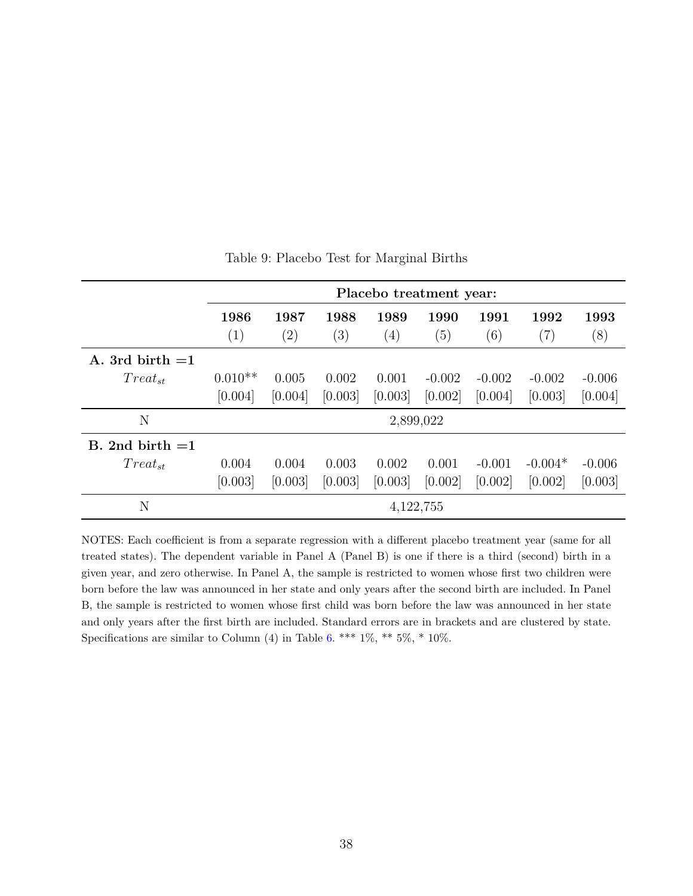Table 9: Placebo Test for Marginal Births

| | Placebo treatment year: | | | | | | | |
|---|---|---|---|---|---|---|---|---|
| | **1986** | **1987** | **1988** | **1989** | **1990** | **1991** | **1992** | **1993** |
| | (1) | (2) | (3) | (4) | (5) | (6) | (7) | (8) |
| **A. 3rd birth =1** | | | | | | | | |
| $Treat_{st}$ | 0.010** | 0.005 | 0.002 | 0.001 | -0.002 | -0.002 | -0.002 | -0.006 |
| | [0.004] | [0.004] | [0.003] | [0.003] | [0.002] | [0.004] | [0.003] | [0.004] |
| N | 2,899,022 | | | | | | | |
| **B. 2nd birth =1** | | | | | | | | |
| $Treat_{st}$ | 0.004 | 0.004 | 0.003 | 0.002 | 0.001 | -0.001 | -0.004* | -0.006 |
| | [0.003] | [0.003] | [0.003] | [0.003] | [0.002] | [0.002] | [0.002] | [0.003] |
| N | 4,122,755 | | | | | | | |

NOTES: Each coefficient is from a separate regression with a different placebo treatment year (same for all treated states). The dependent variable in Panel A (Panel B) is one if there is a third (second) birth in a given year, and zero otherwise. In Panel A, the sample is restricted to women whose first two children were born before the law was announced in her state and only years after the second birth are included. In Panel B, the sample is restricted to women whose first child was born before the law was announced in her state and only years after the first birth are included. Standard errors are in brackets and are clustered by state. Specifications are similar to Column (4) in Table 6. *** 1%, ** 5%, * 10%.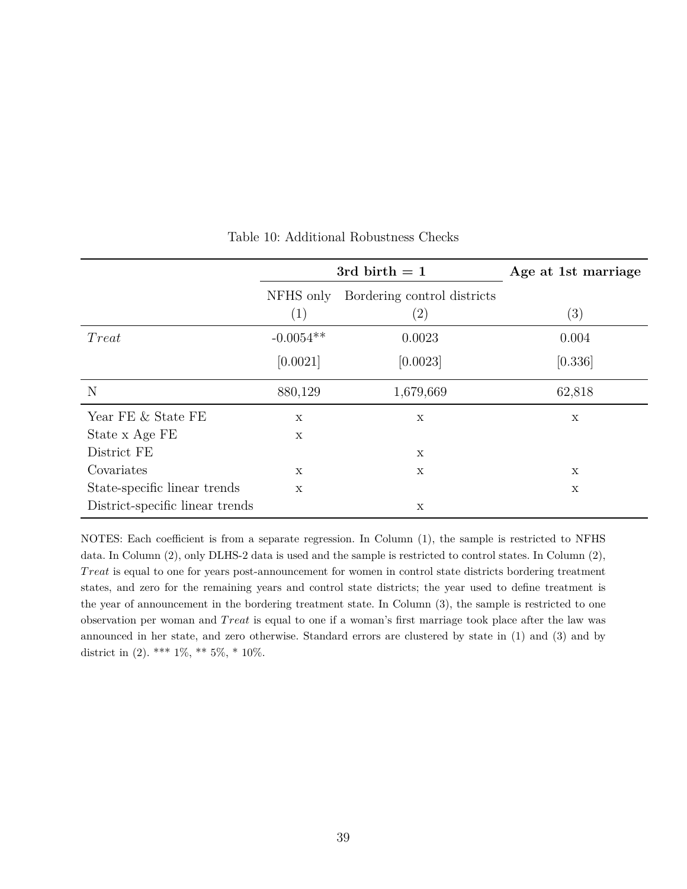Table 10: Additional Robustness Checks

| | 3rd birth = 1 | | Age at 1st marriage |
|---|---|---|---|
| | NFHS only | Bordering control districts | |
| | (1) | (2) | (3) |
| *Treat* | -0.0054** | 0.0023 | 0.004 |
| | [0.0021] | [0.0023] | [0.336] |
| N | 880,129 | 1,679,669 | 62,818 |
| Year FE & State FE | x | x | x |
| State x Age FE | x | | |
| District FE | | x | |
| Covariates | x | x | x |
| State-specific linear trends | x | | x |
| District-specific linear trends | | x | |

NOTES: Each coefficient is from a separate regression. In Column (1), the sample is restricted to NFHS data. In Column (2), only DLHS-2 data is used and the sample is restricted to control states. In Column (2), *Treat* is equal to one for years post-announcement for women in control state districts bordering treatment states, and zero for the remaining years and control state districts; the year used to define treatment is the year of announcement in the bordering treatment state. In Column (3), the sample is restricted to one observation per woman and *Treat* is equal to one if a woman's first marriage took place after the law was announced in her state, and zero otherwise. Standard errors are clustered by state in (1) and (3) and by district in (2). *** 1%, ** 5%, * 10%.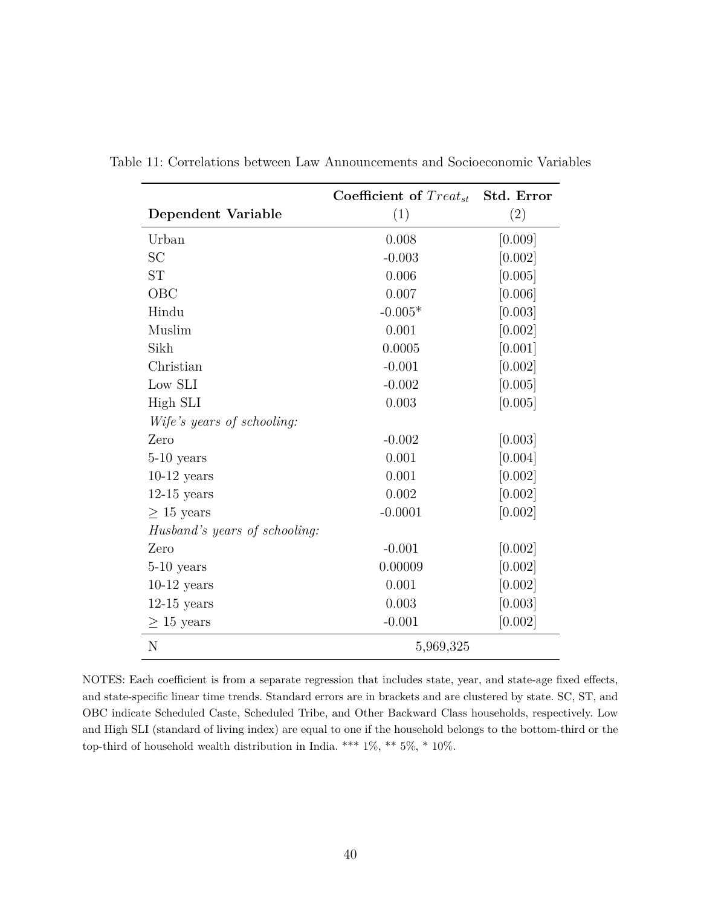Table 11: Correlations between Law Announcements and Socioeconomic Variables

| Dependent Variable | Coefficient of $Treat_{st}$ (1) | Std. Error (2) |
|---|---|---|
| Urban | 0.008 | [0.009] |
| SC | -0.003 | [0.002] |
| ST | 0.006 | [0.005] |
| OBC | 0.007 | [0.006] |
| Hindu | -0.005* | [0.003] |
| Muslim | 0.001 | [0.002] |
| Sikh | 0.0005 | [0.001] |
| Christian | -0.001 | [0.002] |
| Low SLI | -0.002 | [0.005] |
| High SLI | 0.003 | [0.005] |
| *Wife's years of schooling:* | | |
| Zero | -0.002 | [0.003] |
| 5-10 years | 0.001 | [0.004] |
| 10-12 years | 0.001 | [0.002] |
| 12-15 years | 0.002 | [0.002] |
| $\geq$ 15 years | -0.0001 | [0.002] |
| *Husband's years of schooling:* | | |
| Zero | -0.001 | [0.002] |
| 5-10 years | 0.00009 | [0.002] |
| 10-12 years | 0.001 | [0.002] |
| 12-15 years | 0.003 | [0.003] |
| $\geq$ 15 years | -0.001 | [0.002] |
| N | 5,969,325 | |

NOTES: Each coefficient is from a separate regression that includes state, year, and state-age fixed effects, and state-specific linear time trends. Standard errors are in brackets and are clustered by state. SC, ST, and OBC indicate Scheduled Caste, Scheduled Tribe, and Other Backward Class households, respectively. Low and High SLI (standard of living index) are equal to one if the household belongs to the bottom-third or the top-third of household wealth distribution in India. *** 1%, ** 5%, * 10%.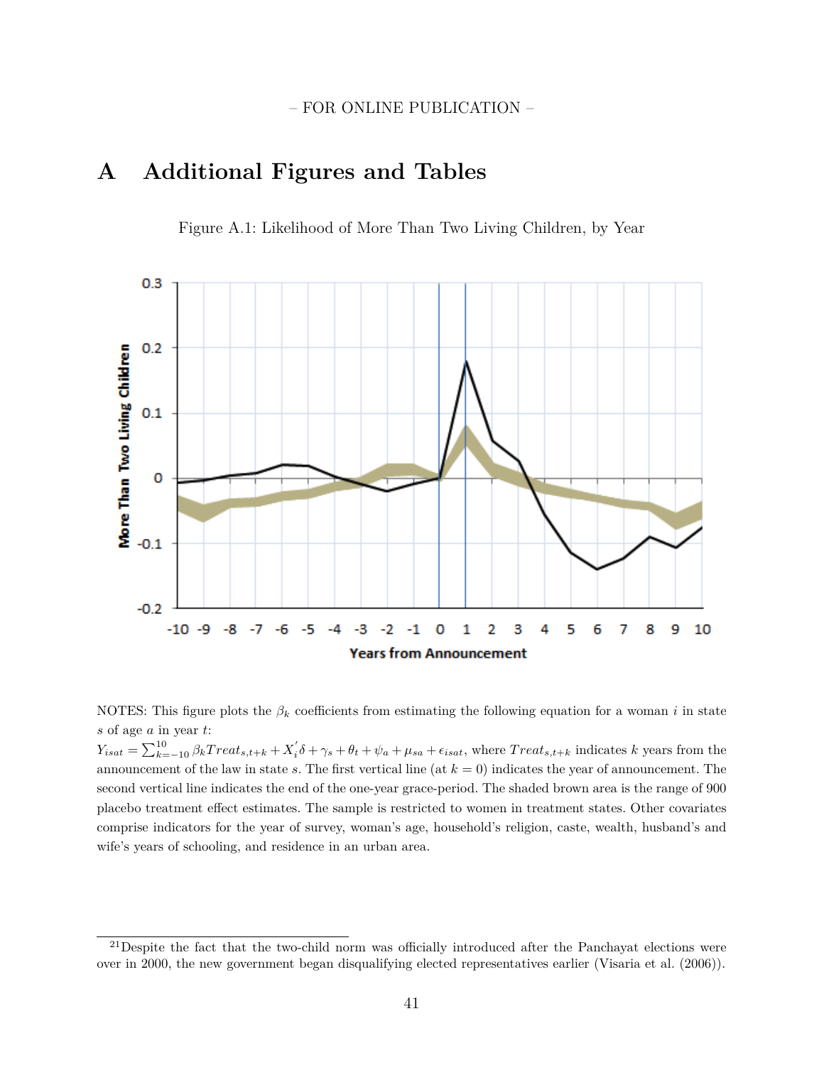– FOR ONLINE PUBLICATION –

# A Additional Figures and Tables

Figure A.1: Likelihood of More Than Two Living Children, by Year

NOTES: This figure plots the $\beta_k$ coefficients from estimating the following equation for a woman $i$ in state $s$ of age $a$ in year $t$:
$Y_{isat} = \sum_{k=-10}^{10} \beta_k Treat_{s,t+k} + X_i^{'}\delta + \gamma_s + \theta_t + \psi_a + \mu_{sa} + \epsilon_{isat}$, where $Treat_{s,t+k}$ indicates $k$ years from the announcement of the law in state $s$. The first vertical line (at $k = 0$) indicates the year of announcement. The second vertical line indicates the end of the one-year grace-period. The shaded brown area is the range of 900 placebo treatment effect estimates. The sample is restricted to women in treatment states. Other covariates comprise indicators for the year of survey, woman's age, household's religion, caste, wealth, husband's and wife's years of schooling, and residence in an urban area.

[21] Despite the fact that the two-child norm was officially introduced after the Panchayat elections were over in 2000, the new government began disqualifying elected representatives earlier (Visaria et al. (2006)).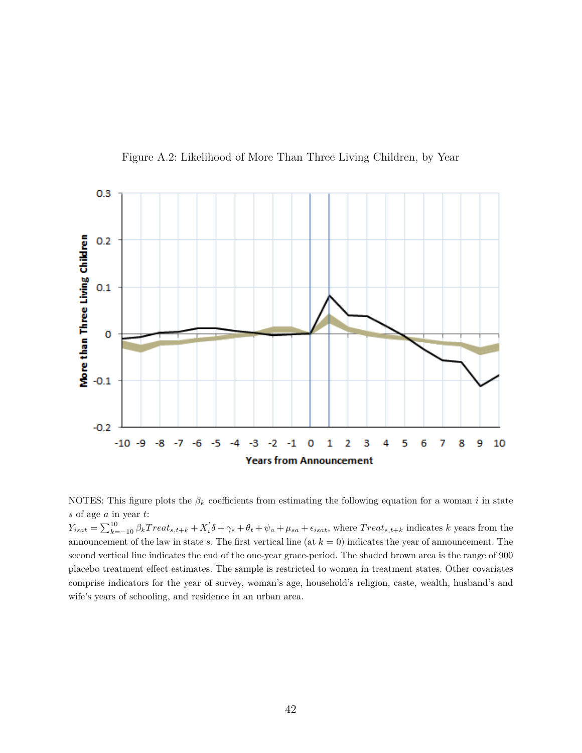Figure A.2: Likelihood of More Than Three Living Children, by Year

NOTES: This figure plots the $\beta_k$ coefficients from estimating the following equation for a woman $i$ in state $s$ of age $a$ in year $t$:
$Y_{isat} = \sum_{k=-10}^{10} \beta_k Treat_{s,t+k} + X_i' \delta + \gamma_s + \theta_t + \psi_a + \mu_{sa} + \epsilon_{isat}$, where $Treat_{s,t+k}$ indicates $k$ years from the announcement of the law in state $s$. The first vertical line (at $k = 0$) indicates the year of announcement. The second vertical line indicates the end of the one-year grace-period. The shaded brown area is the range of 900 placebo treatment effect estimates. The sample is restricted to women in treatment states. Other covariates comprise indicators for the year of survey, woman's age, household's religion, caste, wealth, husband's and wife's years of schooling, and residence in an urban area.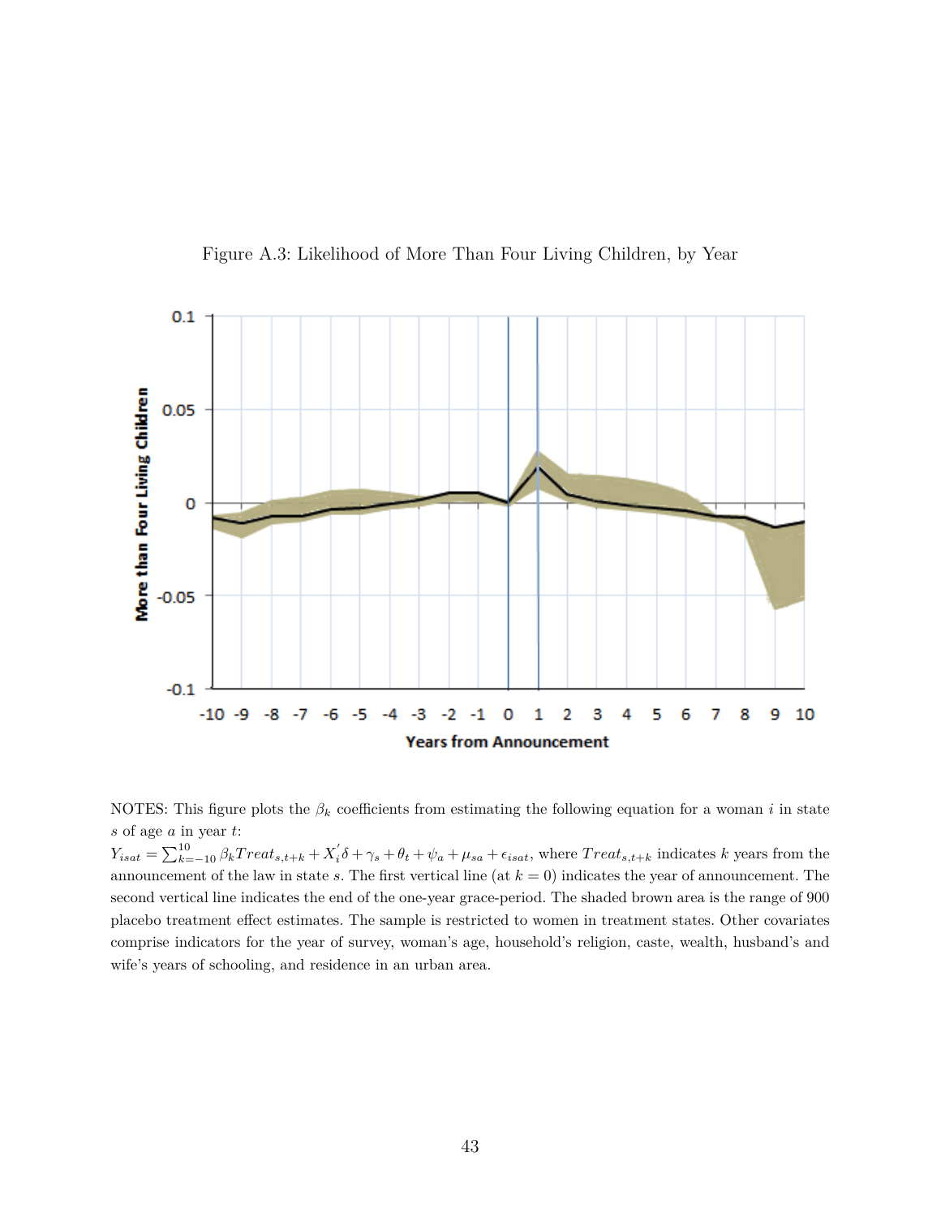Figure A.3: Likelihood of More Than Four Living Children, by Year

NOTES: This figure plots the $\beta_k$ coefficients from estimating the following equation for a woman $i$ in state $s$ of age $a$ in year $t$:
$Y_{isat} = \sum_{k=-10}^{10} \beta_k Treat_{s,t+k} + X_i^{'}\delta + \gamma_s + \theta_t + \psi_a + \mu_{sa} + \epsilon_{isat}$, where $Treat_{s,t+k}$ indicates $k$ years from the announcement of the law in state $s$. The first vertical line (at $k = 0$) indicates the year of announcement. The second vertical line indicates the end of the one-year grace-period. The shaded brown area is the range of 900 placebo treatment effect estimates. The sample is restricted to women in treatment states. Other covariates comprise indicators for the year of survey, woman's age, household's religion, caste, wealth, husband's and wife's years of schooling, and residence in an urban area.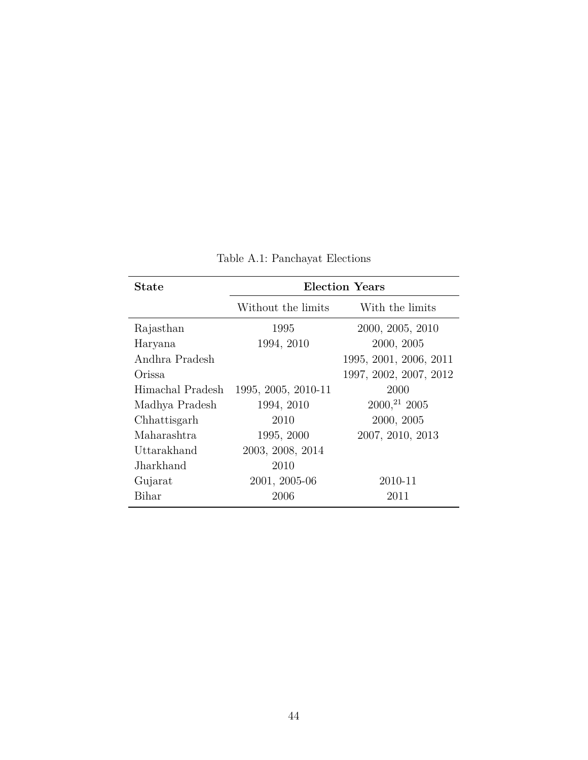Table A.1: Panchayat Elections

| **State** | **Election Years** | |
|---|---|---|
| | Without the limits | With the limits |
| Rajasthan | 1995 | 2000, 2005, 2010 |
| Haryana | 1994, 2010 | 2000, 2005 |
| Andhra Pradesh | | 1995, 2001, 2006, 2011 |
| Orissa | | 1997, 2002, 2007, 2012 |
| Himachal Pradesh | 1995, 2005, 2010-11 | 2000 |
| Madhya Pradesh | 1994, 2010 | 2000,[21] 2005 |
| Chhattisgarh | 2010 | 2000, 2005 |
| Maharashtra | 1995, 2000 | 2007, 2010, 2013 |
| Uttarakhand | 2003, 2008, 2014 | |
| Jharkhand | 2010 | |
| Gujarat | 2001, 2005-06 | 2010-11 |
| Bihar | 2006 | 2011 |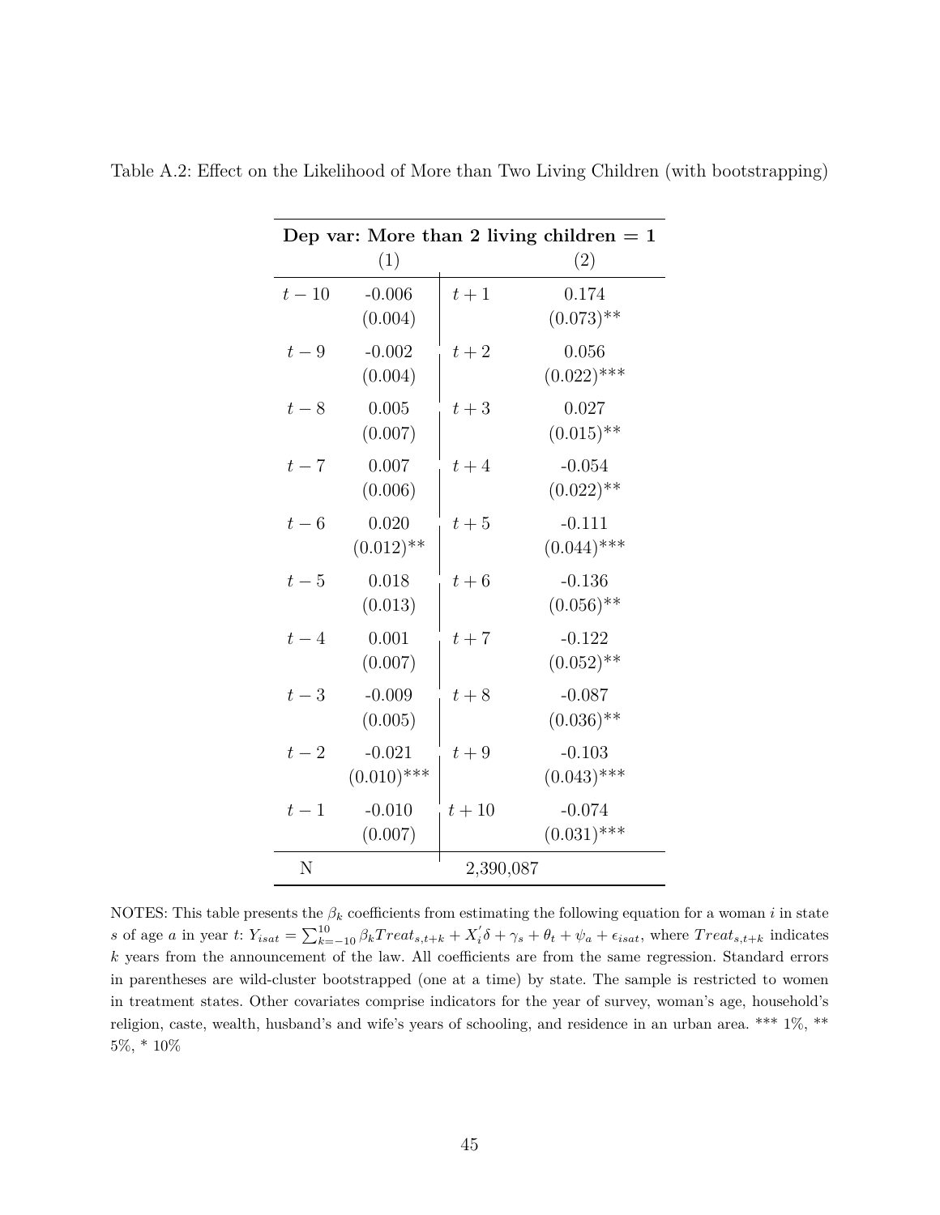Table A.2: Effect on the Likelihood of More than Two Living Children (with bootstrapping)

| **Dep var: More than 2 living children = 1** | | | |
|---|---|---|---|
| | (1) | | (2) |
| $t-10$ | -0.006 | $t+1$ | 0.174 |
| | (0.004) | | (0.073)** |
| $t-9$ | -0.002 | $t+2$ | 0.056 |
| | (0.004) | | (0.022)*** |
| $t-8$ | 0.005 | $t+3$ | 0.027 |
| | (0.007) | | (0.015)** |
| $t-7$ | 0.007 | $t+4$ | -0.054 |
| | (0.006) | | (0.022)** |
| $t-6$ | 0.020 | $t+5$ | -0.111 |
| | (0.012)** | | (0.044)*** |
| $t-5$ | 0.018 | $t+6$ | -0.136 |
| | (0.013) | | (0.056)** |
| $t-4$ | 0.001 | $t+7$ | -0.122 |
| | (0.007) | | (0.052)** |
| $t-3$ | -0.009 | $t+8$ | -0.087 |
| | (0.005) | | (0.036)** |
| $t-2$ | -0.021 | $t+9$ | -0.103 |
| | (0.010)*** | | (0.043)*** |
| $t-1$ | -0.010 | $t+10$ | -0.074 |
| | (0.007) | | (0.031)*** |
| N | | 2,390,087 | |

NOTES: This table presents the $\beta_k$ coefficients from estimating the following equation for a woman $i$ in state $s$ of age $a$ in year $t$: $Y_{isat} = \sum_{k=-10}^{10} \beta_k Treat_{s,t+k} + X_i^{'}\delta + \gamma_s + \theta_t + \psi_a + \epsilon_{isat}$, where $Treat_{s,t+k}$ indicates $k$ years from the announcement of the law. All coefficients are from the same regression. Standard errors in parentheses are wild-cluster bootstrapped (one at a time) by state. The sample is restricted to women in treatment states. Other covariates comprise indicators for the year of survey, woman's age, household's religion, caste, wealth, husband's and wife's years of schooling, and residence in an urban area. *** 1%, ** 5%, * 10%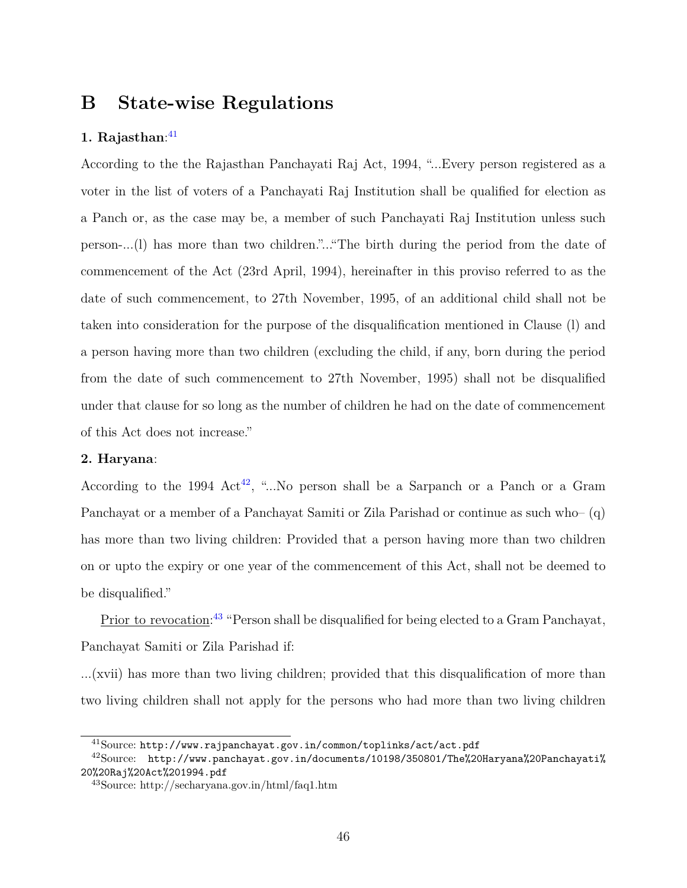# B State-wise Regulations

**1. Rajasthan**:[41]

According to the the Rajasthan Panchayati Raj Act, 1994, "...Every person registered as a voter in the list of voters of a Panchayati Raj Institution shall be qualified for election as a Panch or, as the case may be, a member of such Panchayati Raj Institution unless such person-...(l) has more than two children."..."The birth during the period from the date of commencement of the Act (23rd April, 1994), hereinafter in this proviso referred to as the date of such commencement, to 27th November, 1995, of an additional child shall not be taken into consideration for the purpose of the disqualification mentioned in Clause (l) and a person having more than two children (excluding the child, if any, born during the period from the date of such commencement to 27th November, 1995) shall not be disqualified under that clause for so long as the number of children he had on the date of commencement of this Act does not increase."

**2. Haryana**:

According to the 1994 Act[42], "...No person shall be a Sarpanch or a Panch or a Gram Panchayat or a member of a Panchayat Samiti or Zila Parishad or continue as such who– (q) has more than two living children: Provided that a person having more than two children on or upto the expiry or one year of the commencement of this Act, shall not be deemed to be disqualified."

Prior to revocation:[43] "Person shall be disqualified for being elected to a Gram Panchayat, Panchayat Samiti or Zila Parishad if:

...(xvii) has more than two living children; provided that this disqualification of more than two living children shall not apply for the persons who had more than two living children

---

[41] Source: http://www.rajpanchayat.gov.in/common/toplinks/act/act.pdf

[42] Source: http://www.panchayat.gov.in/documents/10198/350801/The%20Haryana%20Panchayati%20%20Raj%20Act%201994.pdf

[43] Source: http://secharyana.gov.in/html/faq1.htm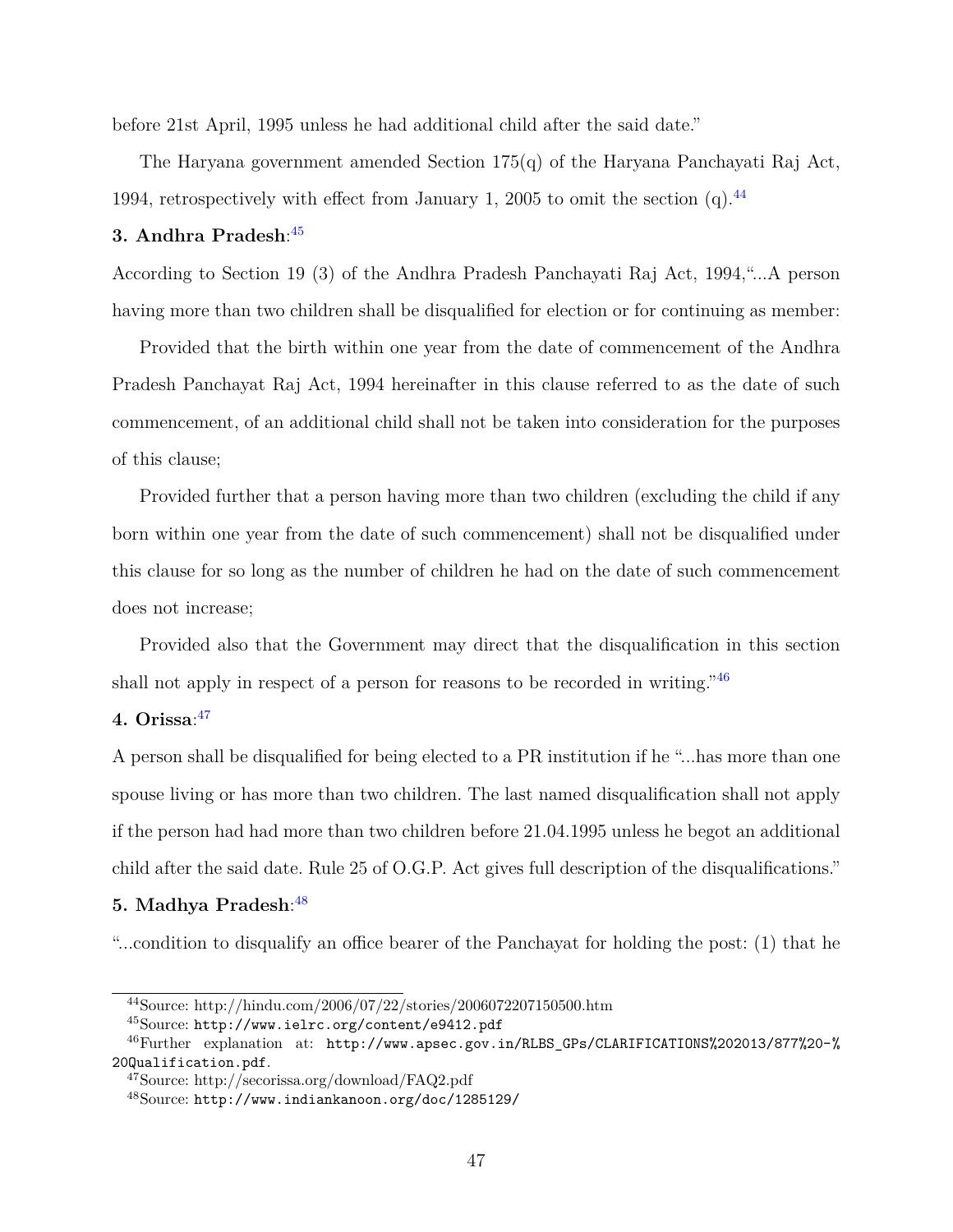before 21st April, 1995 unless he had additional child after the said date."

The Haryana government amended Section 175(q) of the Haryana Panchayati Raj Act, 1994, retrospectively with effect from January 1, 2005 to omit the section (q).[44]

**3. Andhra Pradesh**:[45]

According to Section 19 (3) of the Andhra Pradesh Panchayati Raj Act, 1994,"...A person having more than two children shall be disqualified for election or for continuing as member:

Provided that the birth within one year from the date of commencement of the Andhra Pradesh Panchayat Raj Act, 1994 hereinafter in this clause referred to as the date of such commencement, of an additional child shall not be taken into consideration for the purposes of this clause;

Provided further that a person having more than two children (excluding the child if any born within one year from the date of such commencement) shall not be disqualified under this clause for so long as the number of children he had on the date of such commencement does not increase;

Provided also that the Government may direct that the disqualification in this section shall not apply in respect of a person for reasons to be recorded in writing."[46]

**4. Orissa**:[47]

A person shall be disqualified for being elected to a PR institution if he "...has more than one spouse living or has more than two children. The last named disqualification shall not apply if the person had had more than two children before 21.04.1995 unless he begot an additional child after the said date. Rule 25 of O.G.P. Act gives full description of the disqualifications."

**5. Madhya Pradesh**:[48]

"...condition to disqualify an office bearer of the Panchayat for holding the post: (1) that he

[44] Source: http://hindu.com/2006/07/22/stories/2006072207150500.htm

[45] Source: http://www.ielrc.org/content/e9412.pdf

[46] Further explanation at: http://www.apsec.gov.in/RLBS_GPs/CLARIFICATIONS%202013/877%20-%20Qualification.pdf.

[47] Source: http://secorissa.org/download/FAQ2.pdf

[48] Source: http://www.indiankanoon.org/doc/1285129/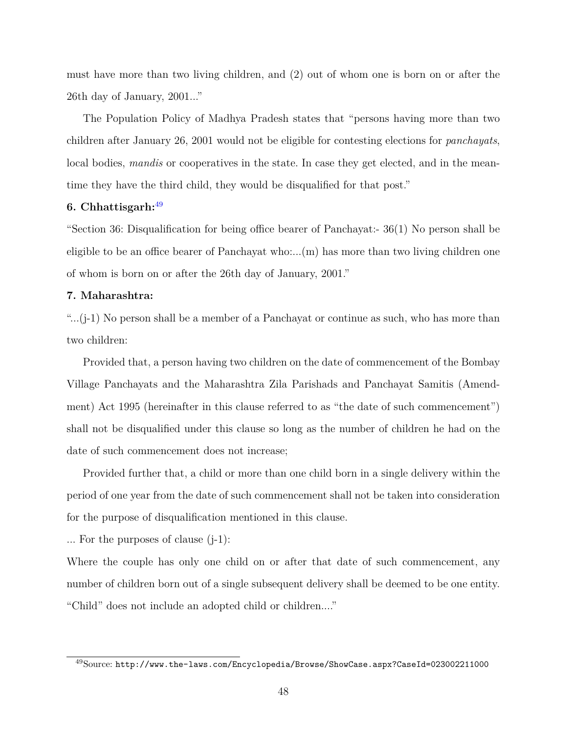must have more than two living children, and (2) out of whom one is born on or after the 26th day of January, 2001..."

The Population Policy of Madhya Pradesh states that "persons having more than two children after January 26, 2001 would not be eligible for contesting elections for *panchayats*, local bodies, *mandis* or cooperatives in the state. In case they get elected, and in the meantime they have the third child, they would be disqualified for that post."

**6. Chhattisgarh:**[49]

"Section 36: Disqualification for being office bearer of Panchayat:- 36(1) No person shall be eligible to be an office bearer of Panchayat who:...(m) has more than two living children one of whom is born on or after the 26th day of January, 2001."

**7. Maharashtra:**

"...(j-1) No person shall be a member of a Panchayat or continue as such, who has more than two children:

Provided that, a person having two children on the date of commencement of the Bombay Village Panchayats and the Maharashtra Zila Parishads and Panchayat Samitis (Amendment) Act 1995 (hereinafter in this clause referred to as "the date of such commencement") shall not be disqualified under this clause so long as the number of children he had on the date of such commencement does not increase;

Provided further that, a child or more than one child born in a single delivery within the period of one year from the date of such commencement shall not be taken into consideration for the purpose of disqualification mentioned in this clause.

... For the purposes of clause (j-1):

Where the couple has only one child on or after that date of such commencement, any number of children born out of a single subsequent delivery shall be deemed to be one entity. "Child" does not include an adopted child or children...."

[49] Source: http://www.the-laws.com/Encyclopedia/Browse/ShowCase.aspx?CaseId=023002211000